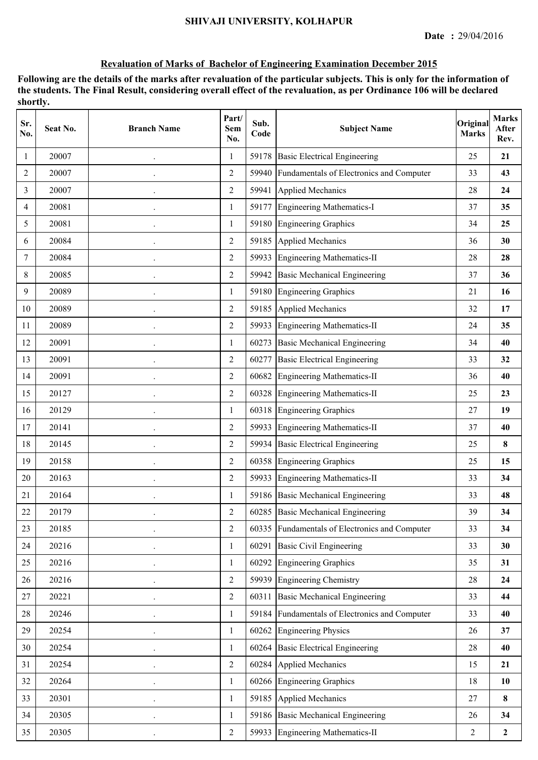# SHIVAJI UNIVERSITY, KOLHAPUR

**Date : 29/04/2016**

## Revaluation of Marks of Bachelor of Engineering Examination December 2015

**Following are the details of the marks after revaluation of the particular subjects. This is only for the information of the students. The Final Result, considering overall effect of the revaluation, as per Ordinance 106 will be declared shortly.**

| Sr. No. | Seat No. | Branch Name | Part/ Sem No. | Sub. Code | Subject Name | Original Marks | Marks After Rev. |
|---|---|---|---|---|---|---|---|
| 1 | 20007 | . | 1 | 59178 | Basic Electrical Engineering | 25 | **21** |
| 2 | 20007 | . | 2 | 59940 | Fundamentals of Electronics and Computer | 33 | **43** |
| 3 | 20007 | . | 2 | 59941 | Applied Mechanics | 28 | **24** |
| 4 | 20081 | . | 1 | 59177 | Engineering Mathematics-I | 37 | **35** |
| 5 | 20081 | . | 1 | 59180 | Engineering Graphics | 34 | **25** |
| 6 | 20084 | . | 2 | 59185 | Applied Mechanics | 36 | **30** |
| 7 | 20084 | . | 2 | 59933 | Engineering Mathematics-II | 28 | **28** |
| 8 | 20085 | . | 2 | 59942 | Basic Mechanical Engineering | 37 | **36** |
| 9 | 20089 | . | 1 | 59180 | Engineering Graphics | 21 | **16** |
| 10 | 20089 | . | 2 | 59185 | Applied Mechanics | 32 | **17** |
| 11 | 20089 | . | 2 | 59933 | Engineering Mathematics-II | 24 | **35** |
| 12 | 20091 | . | 1 | 60273 | Basic Mechanical Engineering | 34 | **40** |
| 13 | 20091 | . | 2 | 60277 | Basic Electrical Engineering | 33 | **32** |
| 14 | 20091 | . | 2 | 60682 | Engineering Mathematics-II | 36 | **40** |
| 15 | 20127 | . | 2 | 60328 | Engineering Mathematics-II | 25 | **23** |
| 16 | 20129 | . | 1 | 60318 | Engineering Graphics | 27 | **19** |
| 17 | 20141 | . | 2 | 59933 | Engineering Mathematics-II | 37 | **40** |
| 18 | 20145 | . | 2 | 59934 | Basic Electrical Engineering | 25 | **8** |
| 19 | 20158 | . | 2 | 60358 | Engineering Graphics | 25 | **15** |
| 20 | 20163 | . | 2 | 59933 | Engineering Mathematics-II | 33 | **34** |
| 21 | 20164 | . | 1 | 59186 | Basic Mechanical Engineering | 33 | **48** |
| 22 | 20179 | . | 2 | 60285 | Basic Mechanical Engineering | 39 | **34** |
| 23 | 20185 | . | 2 | 60335 | Fundamentals of Electronics and Computer | 33 | **34** |
| 24 | 20216 | . | 1 | 60291 | Basic Civil Engineering | 33 | **30** |
| 25 | 20216 | . | 1 | 60292 | Engineering Graphics | 35 | **31** |
| 26 | 20216 | . | 2 | 59939 | Engineering Chemistry | 28 | **24** |
| 27 | 20221 | . | 2 | 60311 | Basic Mechanical Engineering | 33 | **44** |
| 28 | 20246 | . | 1 | 59184 | Fundamentals of Electronics and Computer | 33 | **40** |
| 29 | 20254 | . | 1 | 60262 | Engineering Physics | 26 | **37** |
| 30 | 20254 | . | 1 | 60264 | Basic Electrical Engineering | 28 | **40** |
| 31 | 20254 | . | 2 | 60284 | Applied Mechanics | 15 | **21** |
| 32 | 20264 | . | 1 | 60266 | Engineering Graphics | 18 | **10** |
| 33 | 20301 | . | 1 | 59185 | Applied Mechanics | 27 | **8** |
| 34 | 20305 | . | 1 | 59186 | Basic Mechanical Engineering | 26 | **34** |
| 35 | 20305 | . | 2 | 59933 | Engineering Mathematics-II | 2 | **2** |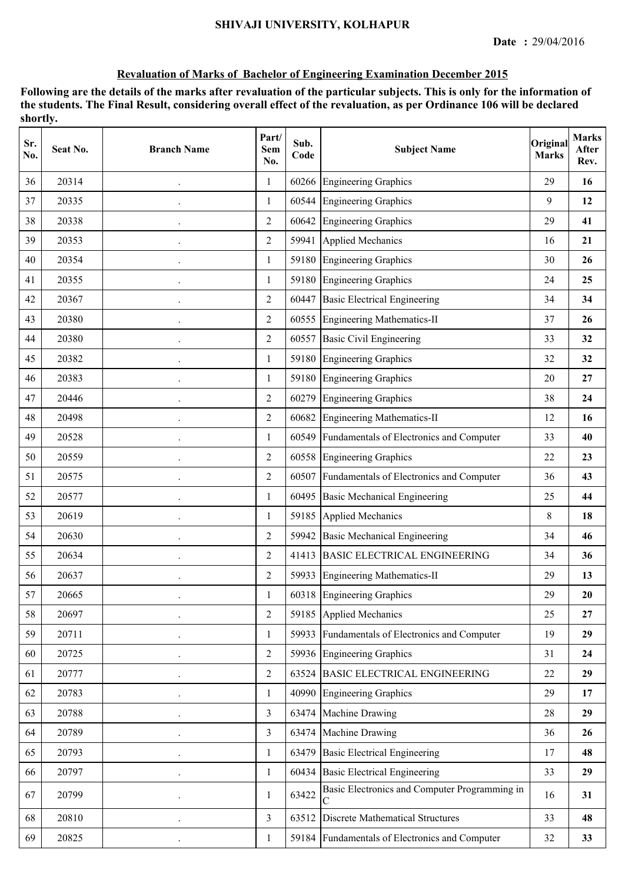SHIVAJI UNIVERSITY, KOLHAPUR

**Date :** 29/04/2016

**Revaluation of Marks of Bachelor of Engineering Examination December 2015**

**Following are the details of the marks after revaluation of the particular subjects. This is only for the information of the students. The Final Result, considering overall effect of the revaluation, as per Ordinance 106 will be declared shortly.**

| Sr. No. | Seat No. | Branch Name | Part/ Sem No. | Sub. Code | Subject Name | Original Marks | Marks After Rev. |
|---|---|---|---|---|---|---|---|
| 36 | 20314 | . | 1 | 60266 | Engineering Graphics | 29 | **16** |
| 37 | 20335 | . | 1 | 60544 | Engineering Graphics | 9 | **12** |
| 38 | 20338 | . | 2 | 60642 | Engineering Graphics | 29 | **41** |
| 39 | 20353 | . | 2 | 59941 | Applied Mechanics | 16 | **21** |
| 40 | 20354 | . | 1 | 59180 | Engineering Graphics | 30 | **26** |
| 41 | 20355 | . | 1 | 59180 | Engineering Graphics | 24 | **25** |
| 42 | 20367 | . | 2 | 60447 | Basic Electrical Engineering | 34 | **34** |
| 43 | 20380 | . | 2 | 60555 | Engineering Mathematics-II | 37 | **26** |
| 44 | 20380 | . | 2 | 60557 | Basic Civil Engineering | 33 | **32** |
| 45 | 20382 | . | 1 | 59180 | Engineering Graphics | 32 | **32** |
| 46 | 20383 | . | 1 | 59180 | Engineering Graphics | 20 | **27** |
| 47 | 20446 | . | 2 | 60279 | Engineering Graphics | 38 | **24** |
| 48 | 20498 | . | 2 | 60682 | Engineering Mathematics-II | 12 | **16** |
| 49 | 20528 | . | 1 | 60549 | Fundamentals of Electronics and Computer | 33 | **40** |
| 50 | 20559 | . | 2 | 60558 | Engineering Graphics | 22 | **23** |
| 51 | 20575 | . | 2 | 60507 | Fundamentals of Electronics and Computer | 36 | **43** |
| 52 | 20577 | . | 1 | 60495 | Basic Mechanical Engineering | 25 | **44** |
| 53 | 20619 | . | 1 | 59185 | Applied Mechanics | 8 | **18** |
| 54 | 20630 | . | 2 | 59942 | Basic Mechanical Engineering | 34 | **46** |
| 55 | 20634 | . | 2 | 41413 | BASIC ELECTRICAL ENGINEERING | 34 | **36** |
| 56 | 20637 | . | 2 | 59933 | Engineering Mathematics-II | 29 | **13** |
| 57 | 20665 | . | 1 | 60318 | Engineering Graphics | 29 | **20** |
| 58 | 20697 | . | 2 | 59185 | Applied Mechanics | 25 | **27** |
| 59 | 20711 | . | 1 | 59933 | Fundamentals of Electronics and Computer | 19 | **29** |
| 60 | 20725 | . | 2 | 59936 | Engineering Graphics | 31 | **24** |
| 61 | 20777 | . | 2 | 63524 | BASIC ELECTRICAL ENGINEERING | 22 | **29** |
| 62 | 20783 | . | 1 | 40990 | Engineering Graphics | 29 | **17** |
| 63 | 20788 | . | 3 | 63474 | Machine Drawing | 28 | **29** |
| 64 | 20789 | . | 3 | 63474 | Machine Drawing | 36 | **26** |
| 65 | 20793 | . | 1 | 63479 | Basic Electrical Engineering | 17 | **48** |
| 66 | 20797 | . | 1 | 60434 | Basic Electrical Engineering | 33 | **29** |
| 67 | 20799 | . | 1 | 63422 | Basic Electronics and Computer Programming in C | 16 | **31** |
| 68 | 20810 | . | 3 | 63512 | Discrete Mathematical Structures | 33 | **48** |
| 69 | 20825 | . | 1 | 59184 | Fundamentals of Electronics and Computer | 32 | **33** |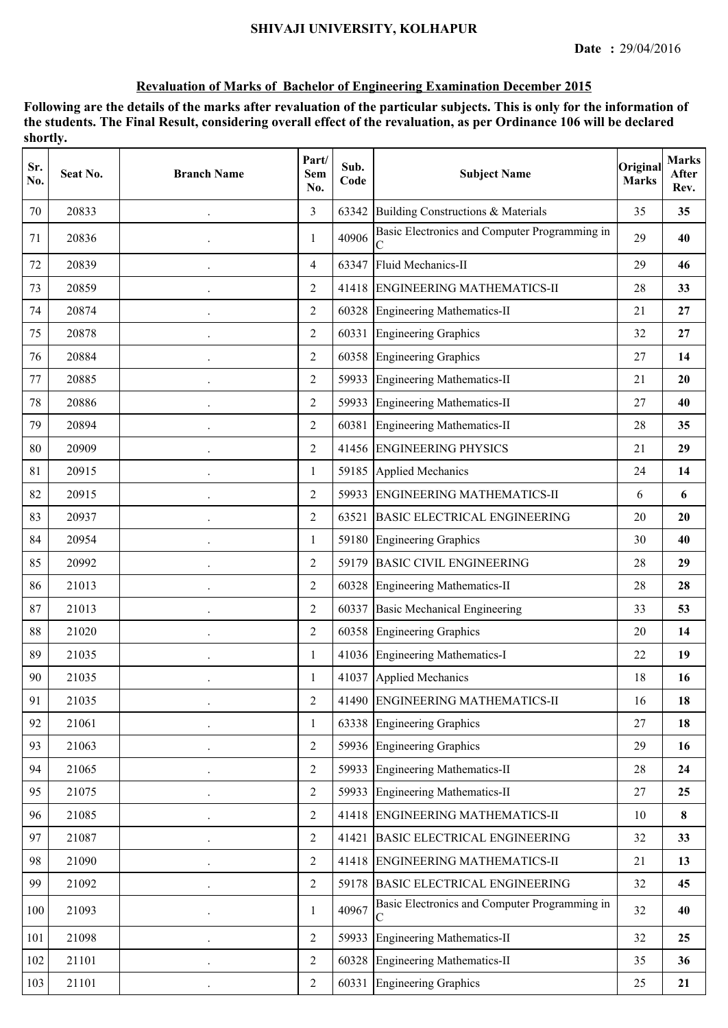# SHIVAJI UNIVERSITY, KOLHAPUR

**Date : 29/04/2016**

## Revaluation of Marks of Bachelor of Engineering Examination December 2015

**Following are the details of the marks after revaluation of the particular subjects. This is only for the information of the students. The Final Result, considering overall effect of the revaluation, as per Ordinance 106 will be declared shortly.**

| Sr. No. | Seat No. | Branch Name | Part/ Sem No. | Sub. Code | Subject Name | Original Marks | Marks After Rev. |
|---|---|---|---|---|---|---|---|
| 70 | 20833 | . | 3 | 63342 | Building Constructions & Materials | 35 | **35** |
| 71 | 20836 | . | 1 | 40906 | Basic Electronics and Computer Programming in C | 29 | **40** |
| 72 | 20839 | . | 4 | 63347 | Fluid Mechanics-II | 29 | **46** |
| 73 | 20859 | . | 2 | 41418 | ENGINEERING MATHEMATICS-II | 28 | **33** |
| 74 | 20874 | . | 2 | 60328 | Engineering Mathematics-II | 21 | **27** |
| 75 | 20878 | . | 2 | 60331 | Engineering Graphics | 32 | **27** |
| 76 | 20884 | . | 2 | 60358 | Engineering Graphics | 27 | **14** |
| 77 | 20885 | . | 2 | 59933 | Engineering Mathematics-II | 21 | **20** |
| 78 | 20886 | . | 2 | 59933 | Engineering Mathematics-II | 27 | **40** |
| 79 | 20894 | . | 2 | 60381 | Engineering Mathematics-II | 28 | **35** |
| 80 | 20909 | . | 2 | 41456 | ENGINEERING PHYSICS | 21 | **29** |
| 81 | 20915 | . | 1 | 59185 | Applied Mechanics | 24 | **14** |
| 82 | 20915 | . | 2 | 59933 | ENGINEERING MATHEMATICS-II | 6 | **6** |
| 83 | 20937 | . | 2 | 63521 | BASIC ELECTRICAL ENGINEERING | 20 | **20** |
| 84 | 20954 | . | 1 | 59180 | Engineering Graphics | 30 | **40** |
| 85 | 20992 | . | 2 | 59179 | BASIC CIVIL ENGINEERING | 28 | **29** |
| 86 | 21013 | . | 2 | 60328 | Engineering Mathematics-II | 28 | **28** |
| 87 | 21013 | . | 2 | 60337 | Basic Mechanical Engineering | 33 | **53** |
| 88 | 21020 | . | 2 | 60358 | Engineering Graphics | 20 | **14** |
| 89 | 21035 | . | 1 | 41036 | Engineering Mathematics-I | 22 | **19** |
| 90 | 21035 | . | 1 | 41037 | Applied Mechanics | 18 | **16** |
| 91 | 21035 | . | 2 | 41490 | ENGINEERING MATHEMATICS-II | 16 | **18** |
| 92 | 21061 | . | 1 | 63338 | Engineering Graphics | 27 | **18** |
| 93 | 21063 | . | 2 | 59936 | Engineering Graphics | 29 | **16** |
| 94 | 21065 | . | 2 | 59933 | Engineering Mathematics-II | 28 | **24** |
| 95 | 21075 | . | 2 | 59933 | Engineering Mathematics-II | 27 | **25** |
| 96 | 21085 | . | 2 | 41418 | ENGINEERING MATHEMATICS-II | 10 | **8** |
| 97 | 21087 | . | 2 | 41421 | BASIC ELECTRICAL ENGINEERING | 32 | **33** |
| 98 | 21090 | . | 2 | 41418 | ENGINEERING MATHEMATICS-II | 21 | **13** |
| 99 | 21092 | . | 2 | 59178 | BASIC ELECTRICAL ENGINEERING | 32 | **45** |
| 100 | 21093 | . | 1 | 40967 | Basic Electronics and Computer Programming in C | 32 | **40** |
| 101 | 21098 | . | 2 | 59933 | Engineering Mathematics-II | 32 | **25** |
| 102 | 21101 | . | 2 | 60328 | Engineering Mathematics-II | 35 | **36** |
| 103 | 21101 | . | 2 | 60331 | Engineering Graphics | 25 | **21** |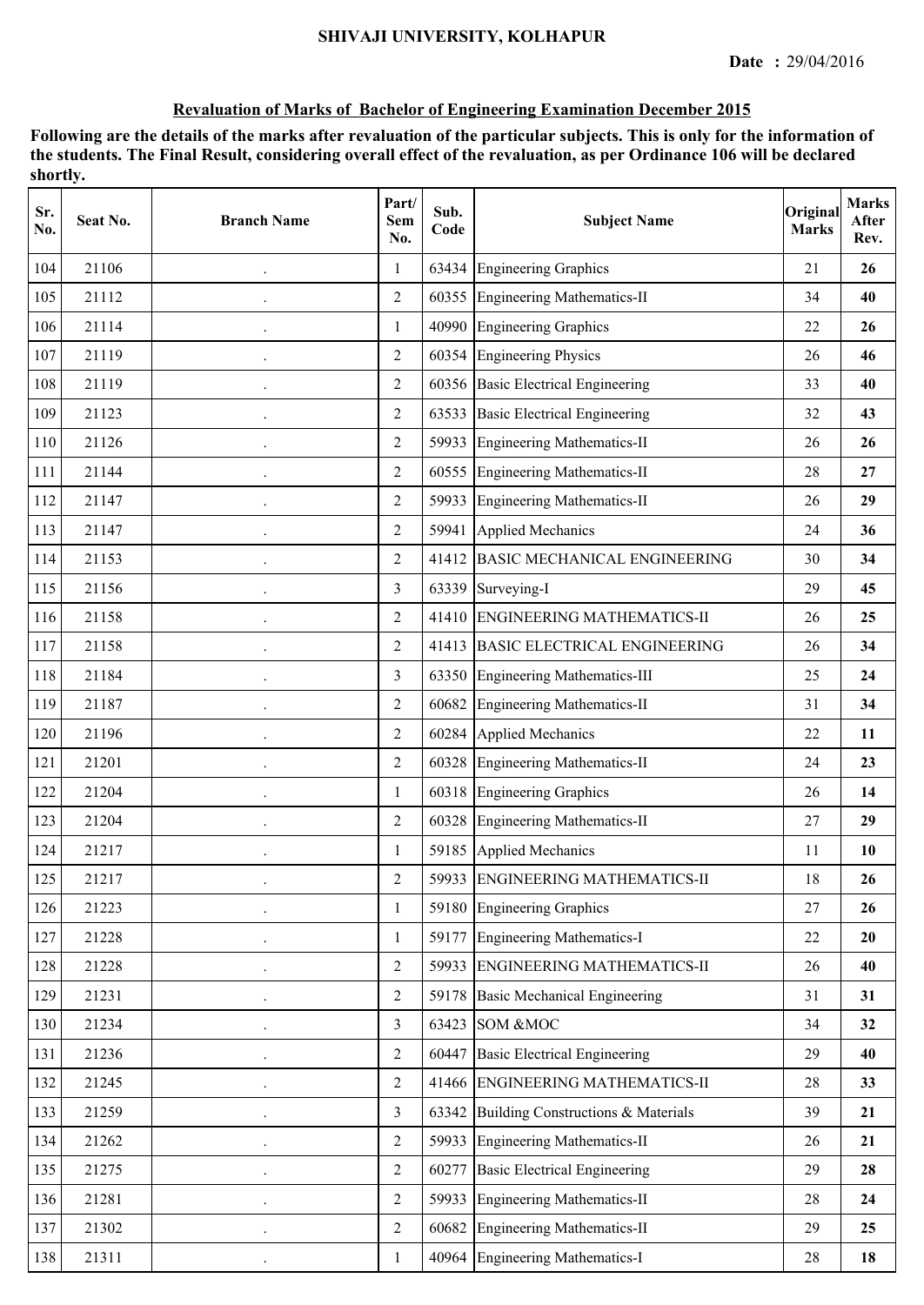SHIVAJI UNIVERSITY, KOLHAPUR

**Date :** 29/04/2016

**Revaluation of Marks of Bachelor of Engineering Examination December 2015**

**Following are the details of the marks after revaluation of the particular subjects. This is only for the information of the students. The Final Result, considering overall effect of the revaluation, as per Ordinance 106 will be declared shortly.**

| Sr. No. | Seat No. | Branch Name | Part/ Sem No. | Sub. Code | Subject Name | Original Marks | Marks After Rev. |
|---|---|---|---|---|---|---|---|
| 104 | 21106 | . | 1 | 63434 | Engineering Graphics | 21 | **26** |
| 105 | 21112 | . | 2 | 60355 | Engineering Mathematics-II | 34 | **40** |
| 106 | 21114 | . | 1 | 40990 | Engineering Graphics | 22 | **26** |
| 107 | 21119 | . | 2 | 60354 | Engineering Physics | 26 | **46** |
| 108 | 21119 | . | 2 | 60356 | Basic Electrical Engineering | 33 | **40** |
| 109 | 21123 | . | 2 | 63533 | Basic Electrical Engineering | 32 | **43** |
| 110 | 21126 | . | 2 | 59933 | Engineering Mathematics-II | 26 | **26** |
| 111 | 21144 | . | 2 | 60555 | Engineering Mathematics-II | 28 | **27** |
| 112 | 21147 | . | 2 | 59933 | Engineering Mathematics-II | 26 | **29** |
| 113 | 21147 | . | 2 | 59941 | Applied Mechanics | 24 | **36** |
| 114 | 21153 | . | 2 | 41412 | BASIC MECHANICAL ENGINEERING | 30 | **34** |
| 115 | 21156 | . | 3 | 63339 | Surveying-I | 29 | **45** |
| 116 | 21158 | . | 2 | 41410 | ENGINEERING MATHEMATICS-II | 26 | **25** |
| 117 | 21158 | . | 2 | 41413 | BASIC ELECTRICAL ENGINEERING | 26 | **34** |
| 118 | 21184 | . | 3 | 63350 | Engineering Mathematics-III | 25 | **24** |
| 119 | 21187 | . | 2 | 60682 | Engineering Mathematics-II | 31 | **34** |
| 120 | 21196 | . | 2 | 60284 | Applied Mechanics | 22 | **11** |
| 121 | 21201 | . | 2 | 60328 | Engineering Mathematics-II | 24 | **23** |
| 122 | 21204 | . | 1 | 60318 | Engineering Graphics | 26 | **14** |
| 123 | 21204 | . | 2 | 60328 | Engineering Mathematics-II | 27 | **29** |
| 124 | 21217 | . | 1 | 59185 | Applied Mechanics | 11 | **10** |
| 125 | 21217 | . | 2 | 59933 | ENGINEERING MATHEMATICS-II | 18 | **26** |
| 126 | 21223 | . | 1 | 59180 | Engineering Graphics | 27 | **26** |
| 127 | 21228 | . | 1 | 59177 | Engineering Mathematics-I | 22 | **20** |
| 128 | 21228 | . | 2 | 59933 | ENGINEERING MATHEMATICS-II | 26 | **40** |
| 129 | 21231 | . | 2 | 59178 | Basic Mechanical Engineering | 31 | **31** |
| 130 | 21234 | . | 3 | 63423 | SOM &MOC | 34 | **32** |
| 131 | 21236 | . | 2 | 60447 | Basic Electrical Engineering | 29 | **40** |
| 132 | 21245 | . | 2 | 41466 | ENGINEERING MATHEMATICS-II | 28 | **33** |
| 133 | 21259 | . | 3 | 63342 | Building Constructions & Materials | 39 | **21** |
| 134 | 21262 | . | 2 | 59933 | Engineering Mathematics-II | 26 | **21** |
| 135 | 21275 | . | 2 | 60277 | Basic Electrical Engineering | 29 | **28** |
| 136 | 21281 | . | 2 | 59933 | Engineering Mathematics-II | 28 | **24** |
| 137 | 21302 | . | 2 | 60682 | Engineering Mathematics-II | 29 | **25** |
| 138 | 21311 | . | 1 | 40964 | Engineering Mathematics-I | 28 | **18** |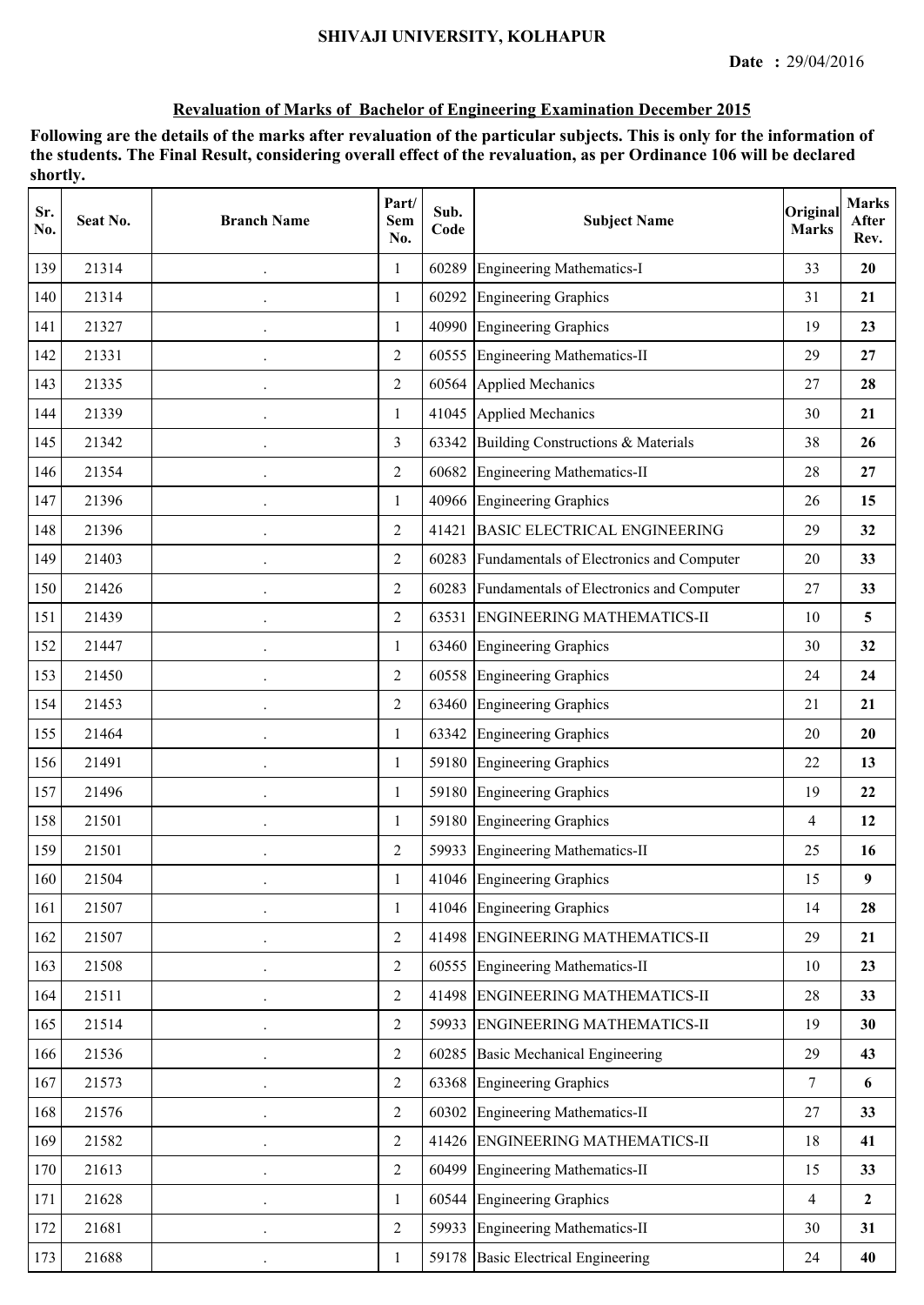SHIVAJI UNIVERSITY, KOLHAPUR

**Date :** 29/04/2016

## Revaluation of Marks of Bachelor of Engineering Examination December 2015

**Following are the details of the marks after revaluation of the particular subjects. This is only for the information of the students. The Final Result, considering overall effect of the revaluation, as per Ordinance 106 will be declared shortly.**

| Sr. No. | Seat No. | Branch Name | Part/ Sem No. | Sub. Code | Subject Name | Original Marks | Marks After Rev. |
|---|---|---|---|---|---|---|---|
| 139 | 21314 | . | 1 | 60289 | Engineering Mathematics-I | 33 | **20** |
| 140 | 21314 | . | 1 | 60292 | Engineering Graphics | 31 | **21** |
| 141 | 21327 | . | 1 | 40990 | Engineering Graphics | 19 | **23** |
| 142 | 21331 | . | 2 | 60555 | Engineering Mathematics-II | 29 | **27** |
| 143 | 21335 | . | 2 | 60564 | Applied Mechanics | 27 | **28** |
| 144 | 21339 | . | 1 | 41045 | Applied Mechanics | 30 | **21** |
| 145 | 21342 | . | 3 | 63342 | Building Constructions & Materials | 38 | **26** |
| 146 | 21354 | . | 2 | 60682 | Engineering Mathematics-II | 28 | **27** |
| 147 | 21396 | . | 1 | 40966 | Engineering Graphics | 26 | **15** |
| 148 | 21396 | . | 2 | 41421 | BASIC ELECTRICAL ENGINEERING | 29 | **32** |
| 149 | 21403 | . | 2 | 60283 | Fundamentals of Electronics and Computer | 20 | **33** |
| 150 | 21426 | . | 2 | 60283 | Fundamentals of Electronics and Computer | 27 | **33** |
| 151 | 21439 | . | 2 | 63531 | ENGINEERING MATHEMATICS-II | 10 | **5** |
| 152 | 21447 | . | 1 | 63460 | Engineering Graphics | 30 | **32** |
| 153 | 21450 | . | 2 | 60558 | Engineering Graphics | 24 | **24** |
| 154 | 21453 | . | 2 | 63460 | Engineering Graphics | 21 | **21** |
| 155 | 21464 | . | 1 | 63342 | Engineering Graphics | 20 | **20** |
| 156 | 21491 | . | 1 | 59180 | Engineering Graphics | 22 | **13** |
| 157 | 21496 | . | 1 | 59180 | Engineering Graphics | 19 | **22** |
| 158 | 21501 | . | 1 | 59180 | Engineering Graphics | 4 | **12** |
| 159 | 21501 | . | 2 | 59933 | Engineering Mathematics-II | 25 | **16** |
| 160 | 21504 | . | 1 | 41046 | Engineering Graphics | 15 | **9** |
| 161 | 21507 | . | 1 | 41046 | Engineering Graphics | 14 | **28** |
| 162 | 21507 | . | 2 | 41498 | ENGINEERING MATHEMATICS-II | 29 | **21** |
| 163 | 21508 | . | 2 | 60555 | Engineering Mathematics-II | 10 | **23** |
| 164 | 21511 | . | 2 | 41498 | ENGINEERING MATHEMATICS-II | 28 | **33** |
| 165 | 21514 | . | 2 | 59933 | ENGINEERING MATHEMATICS-II | 19 | **30** |
| 166 | 21536 | . | 2 | 60285 | Basic Mechanical Engineering | 29 | **43** |
| 167 | 21573 | . | 2 | 63368 | Engineering Graphics | 7 | **6** |
| 168 | 21576 | . | 2 | 60302 | Engineering Mathematics-II | 27 | **33** |
| 169 | 21582 | . | 2 | 41426 | ENGINEERING MATHEMATICS-II | 18 | **41** |
| 170 | 21613 | . | 2 | 60499 | Engineering Mathematics-II | 15 | **33** |
| 171 | 21628 | . | 1 | 60544 | Engineering Graphics | 4 | **2** |
| 172 | 21681 | . | 2 | 59933 | Engineering Mathematics-II | 30 | **31** |
| 173 | 21688 | . | 1 | 59178 | Basic Electrical Engineering | 24 | **40** |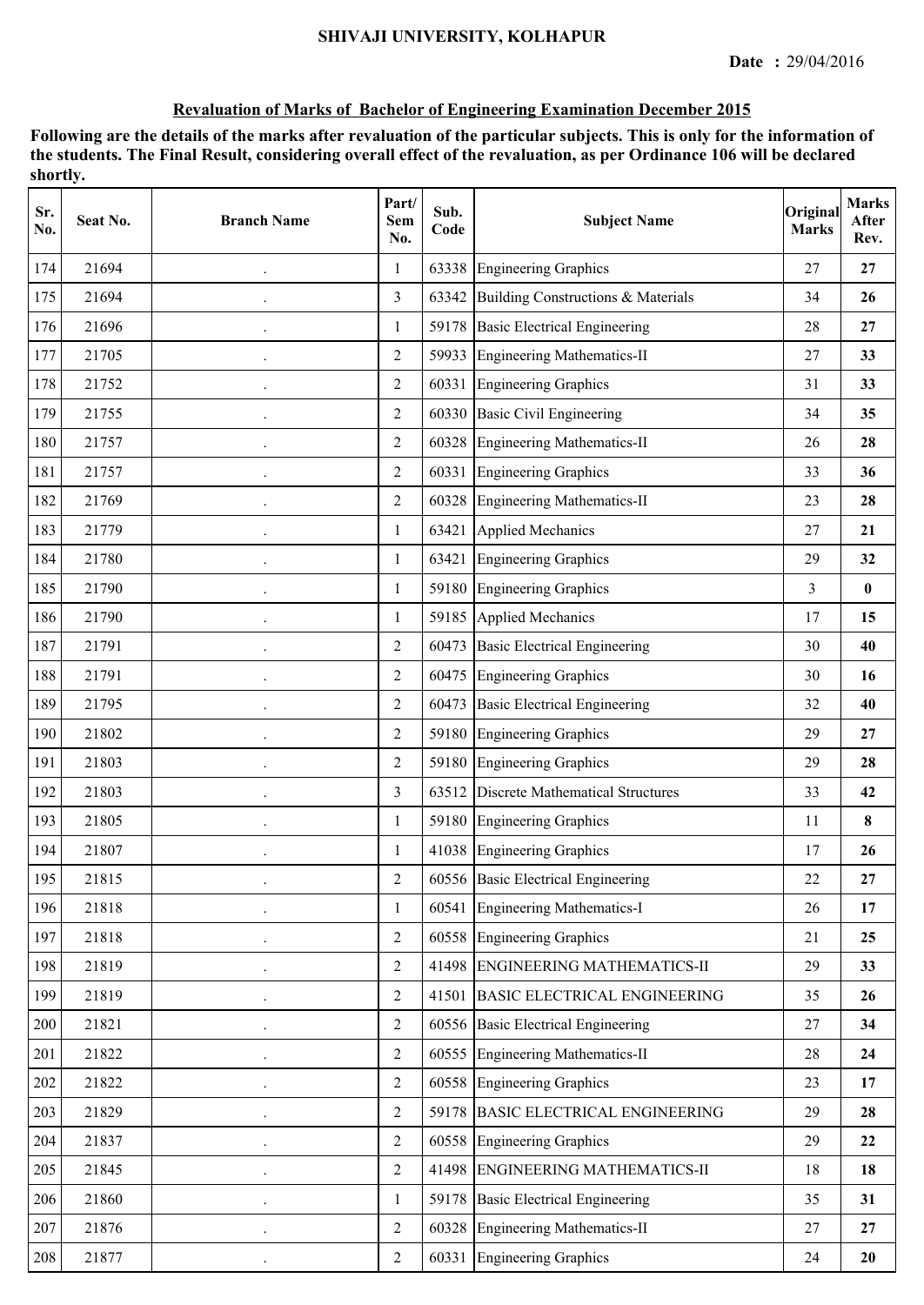**SHIVAJI UNIVERSITY, KOLHAPUR**

**Date :** 29/04/2016

**Revaluation of Marks of Bachelor of Engineering Examination December 2015**

**Following are the details of the marks after revaluation of the particular subjects. This is only for the information of the students. The Final Result, considering overall effect of the revaluation, as per Ordinance 106 will be declared shortly.**

| Sr. No. | Seat No. | Branch Name | Part/ Sem No. | Sub. Code | Subject Name | Original Marks | Marks After Rev. |
|---|---|---|---|---|---|---|---|
| 174 | 21694 | . | 1 | 63338 | Engineering Graphics | 27 | **27** |
| 175 | 21694 | . | 3 | 63342 | Building Constructions & Materials | 34 | **26** |
| 176 | 21696 | . | 1 | 59178 | Basic Electrical Engineering | 28 | **27** |
| 177 | 21705 | . | 2 | 59933 | Engineering Mathematics-II | 27 | **33** |
| 178 | 21752 | . | 2 | 60331 | Engineering Graphics | 31 | **33** |
| 179 | 21755 | . | 2 | 60330 | Basic Civil Engineering | 34 | **35** |
| 180 | 21757 | . | 2 | 60328 | Engineering Mathematics-II | 26 | **28** |
| 181 | 21757 | . | 2 | 60331 | Engineering Graphics | 33 | **36** |
| 182 | 21769 | . | 2 | 60328 | Engineering Mathematics-II | 23 | **28** |
| 183 | 21779 | . | 1 | 63421 | Applied Mechanics | 27 | **21** |
| 184 | 21780 | . | 1 | 63421 | Engineering Graphics | 29 | **32** |
| 185 | 21790 | . | 1 | 59180 | Engineering Graphics | 3 | **0** |
| 186 | 21790 | . | 1 | 59185 | Applied Mechanics | 17 | **15** |
| 187 | 21791 | . | 2 | 60473 | Basic Electrical Engineering | 30 | **40** |
| 188 | 21791 | . | 2 | 60475 | Engineering Graphics | 30 | **16** |
| 189 | 21795 | . | 2 | 60473 | Basic Electrical Engineering | 32 | **40** |
| 190 | 21802 | . | 2 | 59180 | Engineering Graphics | 29 | **27** |
| 191 | 21803 | . | 2 | 59180 | Engineering Graphics | 29 | **28** |
| 192 | 21803 | . | 3 | 63512 | Discrete Mathematical Structures | 33 | **42** |
| 193 | 21805 | . | 1 | 59180 | Engineering Graphics | 11 | **8** |
| 194 | 21807 | . | 1 | 41038 | Engineering Graphics | 17 | **26** |
| 195 | 21815 | . | 2 | 60556 | Basic Electrical Engineering | 22 | **27** |
| 196 | 21818 | . | 1 | 60541 | Engineering Mathematics-I | 26 | **17** |
| 197 | 21818 | . | 2 | 60558 | Engineering Graphics | 21 | **25** |
| 198 | 21819 | . | 2 | 41498 | ENGINEERING MATHEMATICS-II | 29 | **33** |
| 199 | 21819 | . | 2 | 41501 | BASIC ELECTRICAL ENGINEERING | 35 | **26** |
| 200 | 21821 | . | 2 | 60556 | Basic Electrical Engineering | 27 | **34** |
| 201 | 21822 | . | 2 | 60555 | Engineering Mathematics-II | 28 | **24** |
| 202 | 21822 | . | 2 | 60558 | Engineering Graphics | 23 | **17** |
| 203 | 21829 | . | 2 | 59178 | BASIC ELECTRICAL ENGINEERING | 29 | **28** |
| 204 | 21837 | . | 2 | 60558 | Engineering Graphics | 29 | **22** |
| 205 | 21845 | . | 2 | 41498 | ENGINEERING MATHEMATICS-II | 18 | **18** |
| 206 | 21860 | . | 1 | 59178 | Basic Electrical Engineering | 35 | **31** |
| 207 | 21876 | . | 2 | 60328 | Engineering Mathematics-II | 27 | **27** |
| 208 | 21877 | . | 2 | 60331 | Engineering Graphics | 24 | **20** |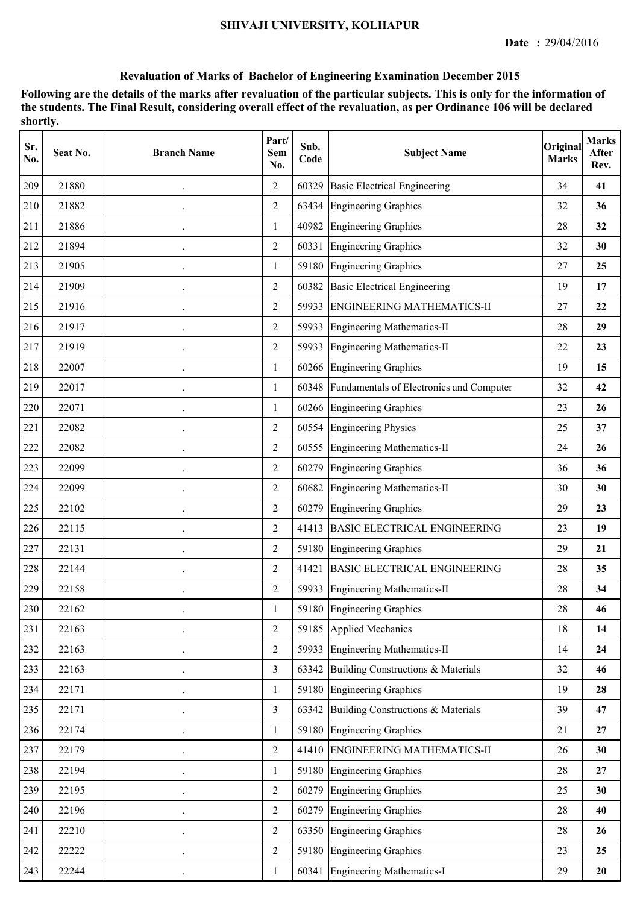SHIVAJI UNIVERSITY, KOLHAPUR

**Date :** 29/04/2016

## Revaluation of Marks of Bachelor of Engineering Examination December 2015

**Following are the details of the marks after revaluation of the particular subjects. This is only for the information of the students. The Final Result, considering overall effect of the revaluation, as per Ordinance 106 will be declared shortly.**

| Sr. No. | Seat No. | Branch Name | Part/ Sem No. | Sub. Code | Subject Name | Original Marks | Marks After Rev. |
|---|---|---|---|---|---|---|---|
| 209 | 21880 | . | 2 | 60329 | Basic Electrical Engineering | 34 | **41** |
| 210 | 21882 | . | 2 | 63434 | Engineering Graphics | 32 | **36** |
| 211 | 21886 | . | 1 | 40982 | Engineering Graphics | 28 | **32** |
| 212 | 21894 | . | 2 | 60331 | Engineering Graphics | 32 | **30** |
| 213 | 21905 | . | 1 | 59180 | Engineering Graphics | 27 | **25** |
| 214 | 21909 | . | 2 | 60382 | Basic Electrical Engineering | 19 | **17** |
| 215 | 21916 | . | 2 | 59933 | ENGINEERING MATHEMATICS-II | 27 | **22** |
| 216 | 21917 | . | 2 | 59933 | Engineering Mathematics-II | 28 | **29** |
| 217 | 21919 | . | 2 | 59933 | Engineering Mathematics-II | 22 | **23** |
| 218 | 22007 | . | 1 | 60266 | Engineering Graphics | 19 | **15** |
| 219 | 22017 | . | 1 | 60348 | Fundamentals of Electronics and Computer | 32 | **42** |
| 220 | 22071 | . | 1 | 60266 | Engineering Graphics | 23 | **26** |
| 221 | 22082 | . | 2 | 60554 | Engineering Physics | 25 | **37** |
| 222 | 22082 | . | 2 | 60555 | Engineering Mathematics-II | 24 | **26** |
| 223 | 22099 | . | 2 | 60279 | Engineering Graphics | 36 | **36** |
| 224 | 22099 | . | 2 | 60682 | Engineering Mathematics-II | 30 | **30** |
| 225 | 22102 | . | 2 | 60279 | Engineering Graphics | 29 | **23** |
| 226 | 22115 | . | 2 | 41413 | BASIC ELECTRICAL ENGINEERING | 23 | **19** |
| 227 | 22131 | . | 2 | 59180 | Engineering Graphics | 29 | **21** |
| 228 | 22144 | . | 2 | 41421 | BASIC ELECTRICAL ENGINEERING | 28 | **35** |
| 229 | 22158 | . | 2 | 59933 | Engineering Mathematics-II | 28 | **34** |
| 230 | 22162 | . | 1 | 59180 | Engineering Graphics | 28 | **46** |
| 231 | 22163 | . | 2 | 59185 | Applied Mechanics | 18 | **14** |
| 232 | 22163 | . | 2 | 59933 | Engineering Mathematics-II | 14 | **24** |
| 233 | 22163 | . | 3 | 63342 | Building Constructions & Materials | 32 | **46** |
| 234 | 22171 | . | 1 | 59180 | Engineering Graphics | 19 | **28** |
| 235 | 22171 | . | 3 | 63342 | Building Constructions & Materials | 39 | **47** |
| 236 | 22174 | . | 1 | 59180 | Engineering Graphics | 21 | **27** |
| 237 | 22179 | . | 2 | 41410 | ENGINEERING MATHEMATICS-II | 26 | **30** |
| 238 | 22194 | . | 1 | 59180 | Engineering Graphics | 28 | **27** |
| 239 | 22195 | . | 2 | 60279 | Engineering Graphics | 25 | **30** |
| 240 | 22196 | . | 2 | 60279 | Engineering Graphics | 28 | **40** |
| 241 | 22210 | . | 2 | 63350 | Engineering Graphics | 28 | **26** |
| 242 | 22222 | . | 2 | 59180 | Engineering Graphics | 23 | **25** |
| 243 | 22244 | . | 1 | 60341 | Engineering Mathematics-I | 29 | **20** |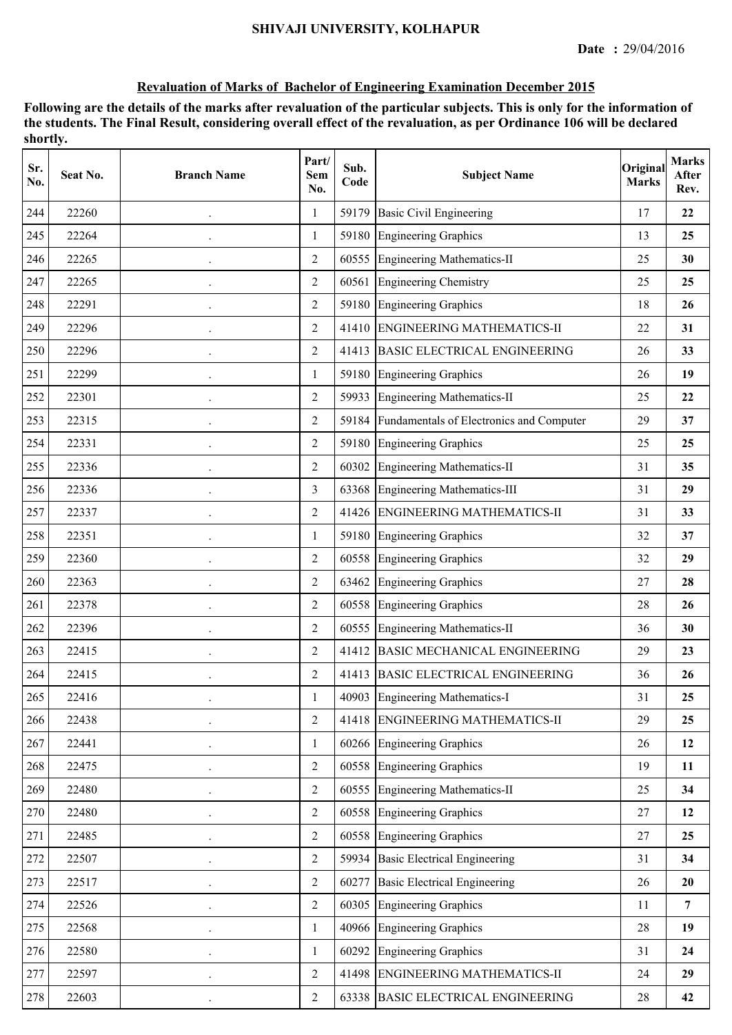SHIVAJI UNIVERSITY, KOLHAPUR

**Date : 29/04/2016**

## Revaluation of Marks of Bachelor of Engineering Examination December 2015

**Following are the details of the marks after revaluation of the particular subjects. This is only for the information of the students. The Final Result, considering overall effect of the revaluation, as per Ordinance 106 will be declared shortly.**

| Sr. No. | Seat No. | Branch Name | Part/ Sem No. | Sub. Code | Subject Name | Original Marks | Marks After Rev. |
|---|---|---|---|---|---|---|---|
| 244 | 22260 | . | 1 | 59179 | Basic Civil Engineering | 17 | **22** |
| 245 | 22264 | . | 1 | 59180 | Engineering Graphics | 13 | **25** |
| 246 | 22265 | . | 2 | 60555 | Engineering Mathematics-II | 25 | **30** |
| 247 | 22265 | . | 2 | 60561 | Engineering Chemistry | 25 | **25** |
| 248 | 22291 | . | 2 | 59180 | Engineering Graphics | 18 | **26** |
| 249 | 22296 | . | 2 | 41410 | ENGINEERING MATHEMATICS-II | 22 | **31** |
| 250 | 22296 | . | 2 | 41413 | BASIC ELECTRICAL ENGINEERING | 26 | **33** |
| 251 | 22299 | . | 1 | 59180 | Engineering Graphics | 26 | **19** |
| 252 | 22301 | . | 2 | 59933 | Engineering Mathematics-II | 25 | **22** |
| 253 | 22315 | . | 2 | 59184 | Fundamentals of Electronics and Computer | 29 | **37** |
| 254 | 22331 | . | 2 | 59180 | Engineering Graphics | 25 | **25** |
| 255 | 22336 | . | 2 | 60302 | Engineering Mathematics-II | 31 | **35** |
| 256 | 22336 | . | 3 | 63368 | Engineering Mathematics-III | 31 | **29** |
| 257 | 22337 | . | 2 | 41426 | ENGINEERING MATHEMATICS-II | 31 | **33** |
| 258 | 22351 | . | 1 | 59180 | Engineering Graphics | 32 | **37** |
| 259 | 22360 | . | 2 | 60558 | Engineering Graphics | 32 | **29** |
| 260 | 22363 | . | 2 | 63462 | Engineering Graphics | 27 | **28** |
| 261 | 22378 | . | 2 | 60558 | Engineering Graphics | 28 | **26** |
| 262 | 22396 | . | 2 | 60555 | Engineering Mathematics-II | 36 | **30** |
| 263 | 22415 | . | 2 | 41412 | BASIC MECHANICAL ENGINEERING | 29 | **23** |
| 264 | 22415 | . | 2 | 41413 | BASIC ELECTRICAL ENGINEERING | 36 | **26** |
| 265 | 22416 | . | 1 | 40903 | Engineering Mathematics-I | 31 | **25** |
| 266 | 22438 | . | 2 | 41418 | ENGINEERING MATHEMATICS-II | 29 | **25** |
| 267 | 22441 | . | 1 | 60266 | Engineering Graphics | 26 | **12** |
| 268 | 22475 | . | 2 | 60558 | Engineering Graphics | 19 | **11** |
| 269 | 22480 | . | 2 | 60555 | Engineering Mathematics-II | 25 | **34** |
| 270 | 22480 | . | 2 | 60558 | Engineering Graphics | 27 | **12** |
| 271 | 22485 | . | 2 | 60558 | Engineering Graphics | 27 | **25** |
| 272 | 22507 | . | 2 | 59934 | Basic Electrical Engineering | 31 | **34** |
| 273 | 22517 | . | 2 | 60277 | Basic Electrical Engineering | 26 | **20** |
| 274 | 22526 | . | 2 | 60305 | Engineering Graphics | 11 | **7** |
| 275 | 22568 | . | 1 | 40966 | Engineering Graphics | 28 | **19** |
| 276 | 22580 | . | 1 | 60292 | Engineering Graphics | 31 | **24** |
| 277 | 22597 | . | 2 | 41498 | ENGINEERING MATHEMATICS-II | 24 | **29** |
| 278 | 22603 | . | 2 | 63338 | BASIC ELECTRICAL ENGINEERING | 28 | **42** |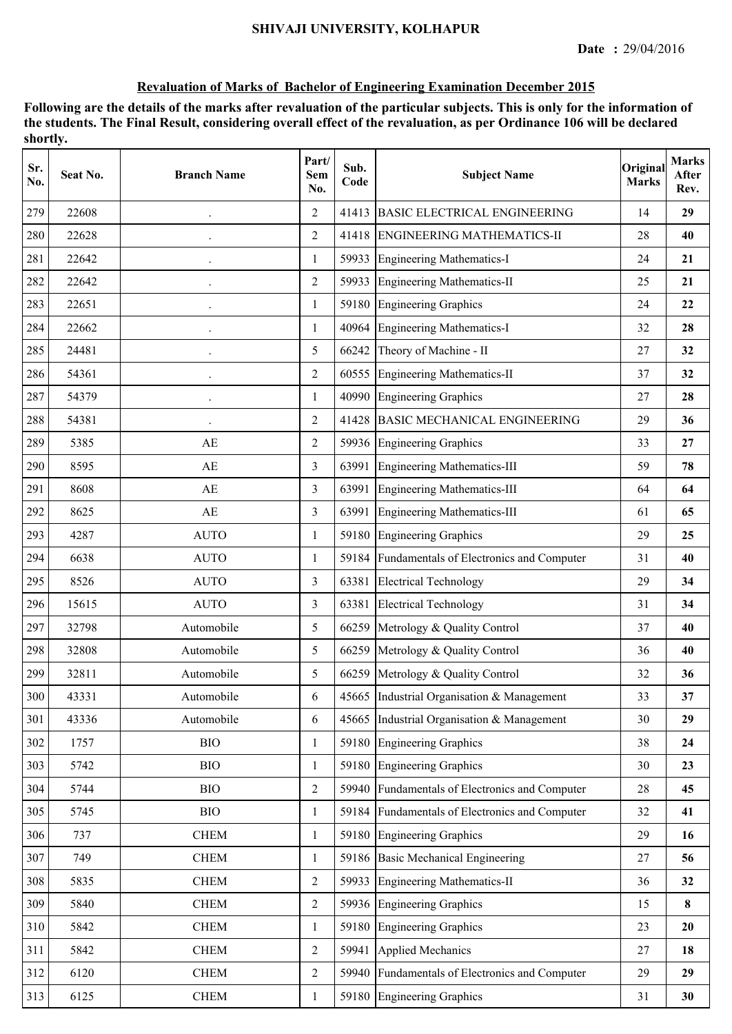SHIVAJI UNIVERSITY, KOLHAPUR

**Date :** 29/04/2016

**Revaluation of Marks of Bachelor of Engineering Examination December 2015**

**Following are the details of the marks after revaluation of the particular subjects. This is only for the information of the students. The Final Result, considering overall effect of the revaluation, as per Ordinance 106 will be declared shortly.**

| Sr. No. | Seat No. | Branch Name | Part/ Sem No. | Sub. Code | Subject Name | Original Marks | Marks After Rev. |
|---|---|---|---|---|---|---|---|
| 279 | 22608 | . | 2 | 41413 | BASIC ELECTRICAL ENGINEERING | 14 | **29** |
| 280 | 22628 | . | 2 | 41418 | ENGINEERING MATHEMATICS-II | 28 | **40** |
| 281 | 22642 | . | 1 | 59933 | Engineering Mathematics-I | 24 | **21** |
| 282 | 22642 | . | 2 | 59933 | Engineering Mathematics-II | 25 | **21** |
| 283 | 22651 | . | 1 | 59180 | Engineering Graphics | 24 | **22** |
| 284 | 22662 | . | 1 | 40964 | Engineering Mathematics-I | 32 | **28** |
| 285 | 24481 | . | 5 | 66242 | Theory of Machine - II | 27 | **32** |
| 286 | 54361 | . | 2 | 60555 | Engineering Mathematics-II | 37 | **32** |
| 287 | 54379 | . | 1 | 40990 | Engineering Graphics | 27 | **28** |
| 288 | 54381 | . | 2 | 41428 | BASIC MECHANICAL ENGINEERING | 29 | **36** |
| 289 | 5385 | AE | 2 | 59936 | Engineering Graphics | 33 | **27** |
| 290 | 8595 | AE | 3 | 63991 | Engineering Mathematics-III | 59 | **78** |
| 291 | 8608 | AE | 3 | 63991 | Engineering Mathematics-III | 64 | **64** |
| 292 | 8625 | AE | 3 | 63991 | Engineering Mathematics-III | 61 | **65** |
| 293 | 4287 | AUTO | 1 | 59180 | Engineering Graphics | 29 | **25** |
| 294 | 6638 | AUTO | 1 | 59184 | Fundamentals of Electronics and Computer | 31 | **40** |
| 295 | 8526 | AUTO | 3 | 63381 | Electrical Technology | 29 | **34** |
| 296 | 15615 | AUTO | 3 | 63381 | Electrical Technology | 31 | **34** |
| 297 | 32798 | Automobile | 5 | 66259 | Metrology & Quality Control | 37 | **40** |
| 298 | 32808 | Automobile | 5 | 66259 | Metrology & Quality Control | 36 | **40** |
| 299 | 32811 | Automobile | 5 | 66259 | Metrology & Quality Control | 32 | **36** |
| 300 | 43331 | Automobile | 6 | 45665 | Industrial Organisation & Management | 33 | **37** |
| 301 | 43336 | Automobile | 6 | 45665 | Industrial Organisation & Management | 30 | **29** |
| 302 | 1757 | BIO | 1 | 59180 | Engineering Graphics | 38 | **24** |
| 303 | 5742 | BIO | 1 | 59180 | Engineering Graphics | 30 | **23** |
| 304 | 5744 | BIO | 2 | 59940 | Fundamentals of Electronics and Computer | 28 | **45** |
| 305 | 5745 | BIO | 1 | 59184 | Fundamentals of Electronics and Computer | 32 | **41** |
| 306 | 737 | CHEM | 1 | 59180 | Engineering Graphics | 29 | **16** |
| 307 | 749 | CHEM | 1 | 59186 | Basic Mechanical Engineering | 27 | **56** |
| 308 | 5835 | CHEM | 2 | 59933 | Engineering Mathematics-II | 36 | **32** |
| 309 | 5840 | CHEM | 2 | 59936 | Engineering Graphics | 15 | **8** |
| 310 | 5842 | CHEM | 1 | 59180 | Engineering Graphics | 23 | **20** |
| 311 | 5842 | CHEM | 2 | 59941 | Applied Mechanics | 27 | **18** |
| 312 | 6120 | CHEM | 2 | 59940 | Fundamentals of Electronics and Computer | 29 | **29** |
| 313 | 6125 | CHEM | 1 | 59180 | Engineering Graphics | 31 | **30** |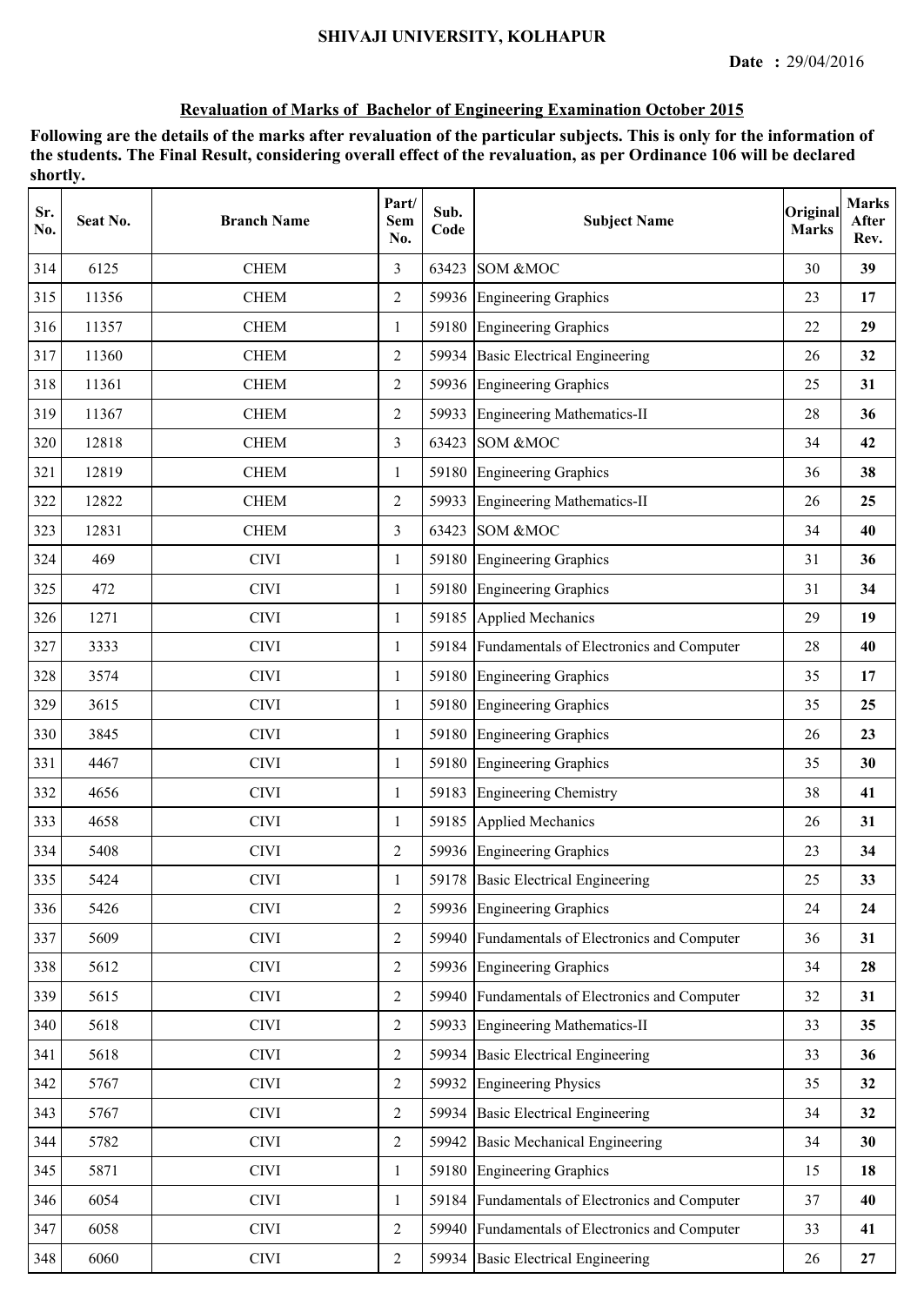SHIVAJI UNIVERSITY, KOLHAPUR

**Date :** 29/04/2016

**Revaluation of Marks of Bachelor of Engineering Examination October 2015**

**Following are the details of the marks after revaluation of the particular subjects. This is only for the information of the students. The Final Result, considering overall effect of the revaluation, as per Ordinance 106 will be declared shortly.**

| Sr. No. | Seat No. | Branch Name | Part/ Sem No. | Sub. Code | Subject Name | Original Marks | Marks After Rev. |
|---|---|---|---|---|---|---|---|
| 314 | 6125 | CHEM | 3 | 63423 | SOM &MOC | 30 | **39** |
| 315 | 11356 | CHEM | 2 | 59936 | Engineering Graphics | 23 | **17** |
| 316 | 11357 | CHEM | 1 | 59180 | Engineering Graphics | 22 | **29** |
| 317 | 11360 | CHEM | 2 | 59934 | Basic Electrical Engineering | 26 | **32** |
| 318 | 11361 | CHEM | 2 | 59936 | Engineering Graphics | 25 | **31** |
| 319 | 11367 | CHEM | 2 | 59933 | Engineering Mathematics-II | 28 | **36** |
| 320 | 12818 | CHEM | 3 | 63423 | SOM &MOC | 34 | **42** |
| 321 | 12819 | CHEM | 1 | 59180 | Engineering Graphics | 36 | **38** |
| 322 | 12822 | CHEM | 2 | 59933 | Engineering Mathematics-II | 26 | **25** |
| 323 | 12831 | CHEM | 3 | 63423 | SOM &MOC | 34 | **40** |
| 324 | 469 | CIVI | 1 | 59180 | Engineering Graphics | 31 | **36** |
| 325 | 472 | CIVI | 1 | 59180 | Engineering Graphics | 31 | **34** |
| 326 | 1271 | CIVI | 1 | 59185 | Applied Mechanics | 29 | **19** |
| 327 | 3333 | CIVI | 1 | 59184 | Fundamentals of Electronics and Computer | 28 | **40** |
| 328 | 3574 | CIVI | 1 | 59180 | Engineering Graphics | 35 | **17** |
| 329 | 3615 | CIVI | 1 | 59180 | Engineering Graphics | 35 | **25** |
| 330 | 3845 | CIVI | 1 | 59180 | Engineering Graphics | 26 | **23** |
| 331 | 4467 | CIVI | 1 | 59180 | Engineering Graphics | 35 | **30** |
| 332 | 4656 | CIVI | 1 | 59183 | Engineering Chemistry | 38 | **41** |
| 333 | 4658 | CIVI | 1 | 59185 | Applied Mechanics | 26 | **31** |
| 334 | 5408 | CIVI | 2 | 59936 | Engineering Graphics | 23 | **34** |
| 335 | 5424 | CIVI | 1 | 59178 | Basic Electrical Engineering | 25 | **33** |
| 336 | 5426 | CIVI | 2 | 59936 | Engineering Graphics | 24 | **24** |
| 337 | 5609 | CIVI | 2 | 59940 | Fundamentals of Electronics and Computer | 36 | **31** |
| 338 | 5612 | CIVI | 2 | 59936 | Engineering Graphics | 34 | **28** |
| 339 | 5615 | CIVI | 2 | 59940 | Fundamentals of Electronics and Computer | 32 | **31** |
| 340 | 5618 | CIVI | 2 | 59933 | Engineering Mathematics-II | 33 | **35** |
| 341 | 5618 | CIVI | 2 | 59934 | Basic Electrical Engineering | 33 | **36** |
| 342 | 5767 | CIVI | 2 | 59932 | Engineering Physics | 35 | **32** |
| 343 | 5767 | CIVI | 2 | 59934 | Basic Electrical Engineering | 34 | **32** |
| 344 | 5782 | CIVI | 2 | 59942 | Basic Mechanical Engineering | 34 | **30** |
| 345 | 5871 | CIVI | 1 | 59180 | Engineering Graphics | 15 | **18** |
| 346 | 6054 | CIVI | 1 | 59184 | Fundamentals of Electronics and Computer | 37 | **40** |
| 347 | 6058 | CIVI | 2 | 59940 | Fundamentals of Electronics and Computer | 33 | **41** |
| 348 | 6060 | CIVI | 2 | 59934 | Basic Electrical Engineering | 26 | **27** |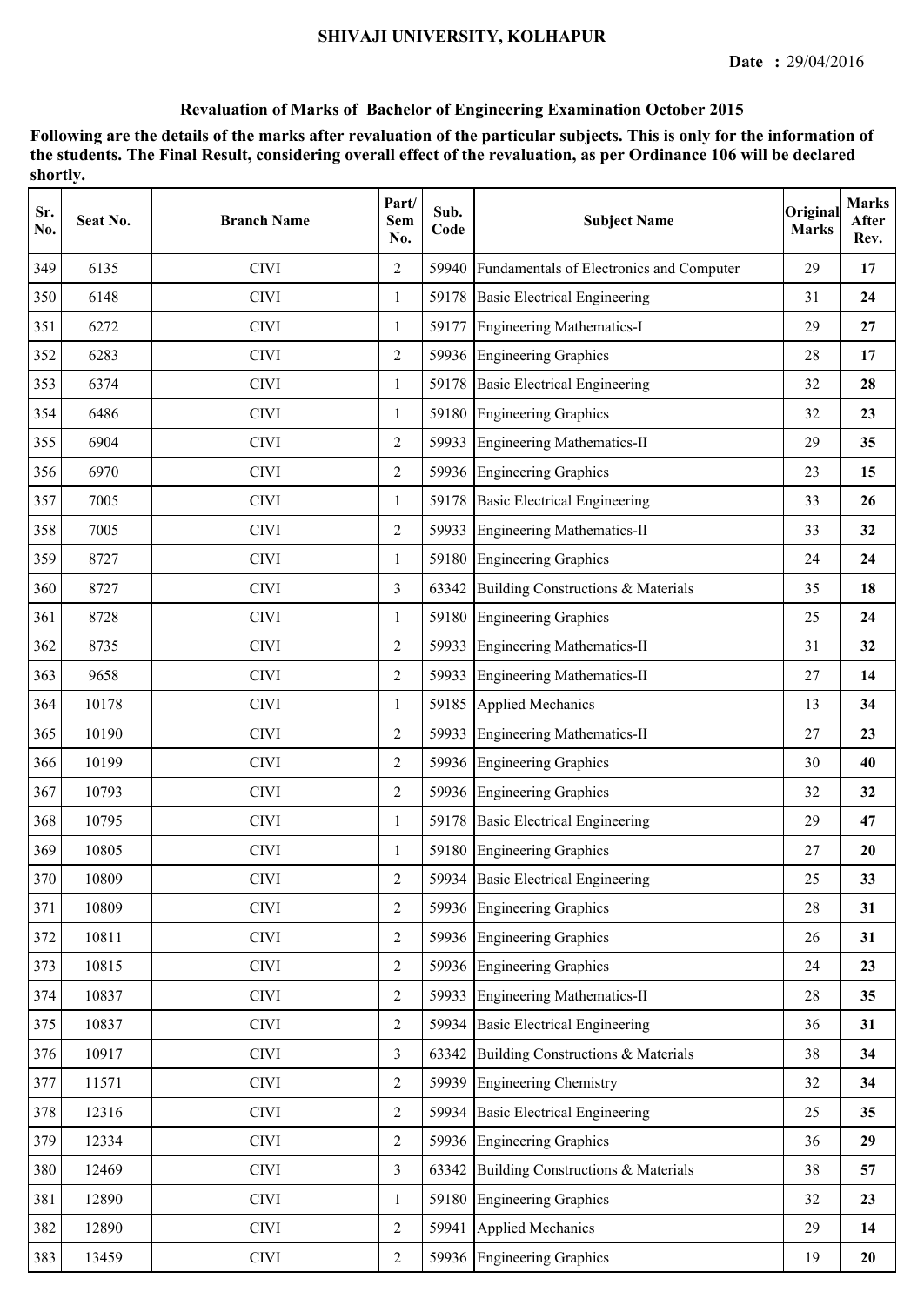# SHIVAJI UNIVERSITY, KOLHAPUR

**Date : 29/04/2016**

## Revaluation of Marks of Bachelor of Engineering Examination October 2015

**Following are the details of the marks after revaluation of the particular subjects. This is only for the information of the students. The Final Result, considering overall effect of the revaluation, as per Ordinance 106 will be declared shortly.**

| Sr. No. | Seat No. | Branch Name | Part/ Sem No. | Sub. Code | Subject Name | Original Marks | Marks After Rev. |
|---|---|---|---|---|---|---|---|
| 349 | 6135 | CIVI | 2 | 59940 | Fundamentals of Electronics and Computer | 29 | **17** |
| 350 | 6148 | CIVI | 1 | 59178 | Basic Electrical Engineering | 31 | **24** |
| 351 | 6272 | CIVI | 1 | 59177 | Engineering Mathematics-I | 29 | **27** |
| 352 | 6283 | CIVI | 2 | 59936 | Engineering Graphics | 28 | **17** |
| 353 | 6374 | CIVI | 1 | 59178 | Basic Electrical Engineering | 32 | **28** |
| 354 | 6486 | CIVI | 1 | 59180 | Engineering Graphics | 32 | **23** |
| 355 | 6904 | CIVI | 2 | 59933 | Engineering Mathematics-II | 29 | **35** |
| 356 | 6970 | CIVI | 2 | 59936 | Engineering Graphics | 23 | **15** |
| 357 | 7005 | CIVI | 1 | 59178 | Basic Electrical Engineering | 33 | **26** |
| 358 | 7005 | CIVI | 2 | 59933 | Engineering Mathematics-II | 33 | **32** |
| 359 | 8727 | CIVI | 1 | 59180 | Engineering Graphics | 24 | **24** |
| 360 | 8727 | CIVI | 3 | 63342 | Building Constructions & Materials | 35 | **18** |
| 361 | 8728 | CIVI | 1 | 59180 | Engineering Graphics | 25 | **24** |
| 362 | 8735 | CIVI | 2 | 59933 | Engineering Mathematics-II | 31 | **32** |
| 363 | 9658 | CIVI | 2 | 59933 | Engineering Mathematics-II | 27 | **14** |
| 364 | 10178 | CIVI | 1 | 59185 | Applied Mechanics | 13 | **34** |
| 365 | 10190 | CIVI | 2 | 59933 | Engineering Mathematics-II | 27 | **23** |
| 366 | 10199 | CIVI | 2 | 59936 | Engineering Graphics | 30 | **40** |
| 367 | 10793 | CIVI | 2 | 59936 | Engineering Graphics | 32 | **32** |
| 368 | 10795 | CIVI | 1 | 59178 | Basic Electrical Engineering | 29 | **47** |
| 369 | 10805 | CIVI | 1 | 59180 | Engineering Graphics | 27 | **20** |
| 370 | 10809 | CIVI | 2 | 59934 | Basic Electrical Engineering | 25 | **33** |
| 371 | 10809 | CIVI | 2 | 59936 | Engineering Graphics | 28 | **31** |
| 372 | 10811 | CIVI | 2 | 59936 | Engineering Graphics | 26 | **31** |
| 373 | 10815 | CIVI | 2 | 59936 | Engineering Graphics | 24 | **23** |
| 374 | 10837 | CIVI | 2 | 59933 | Engineering Mathematics-II | 28 | **35** |
| 375 | 10837 | CIVI | 2 | 59934 | Basic Electrical Engineering | 36 | **31** |
| 376 | 10917 | CIVI | 3 | 63342 | Building Constructions & Materials | 38 | **34** |
| 377 | 11571 | CIVI | 2 | 59939 | Engineering Chemistry | 32 | **34** |
| 378 | 12316 | CIVI | 2 | 59934 | Basic Electrical Engineering | 25 | **35** |
| 379 | 12334 | CIVI | 2 | 59936 | Engineering Graphics | 36 | **29** |
| 380 | 12469 | CIVI | 3 | 63342 | Building Constructions & Materials | 38 | **57** |
| 381 | 12890 | CIVI | 1 | 59180 | Engineering Graphics | 32 | **23** |
| 382 | 12890 | CIVI | 2 | 59941 | Applied Mechanics | 29 | **14** |
| 383 | 13459 | CIVI | 2 | 59936 | Engineering Graphics | 19 | **20** |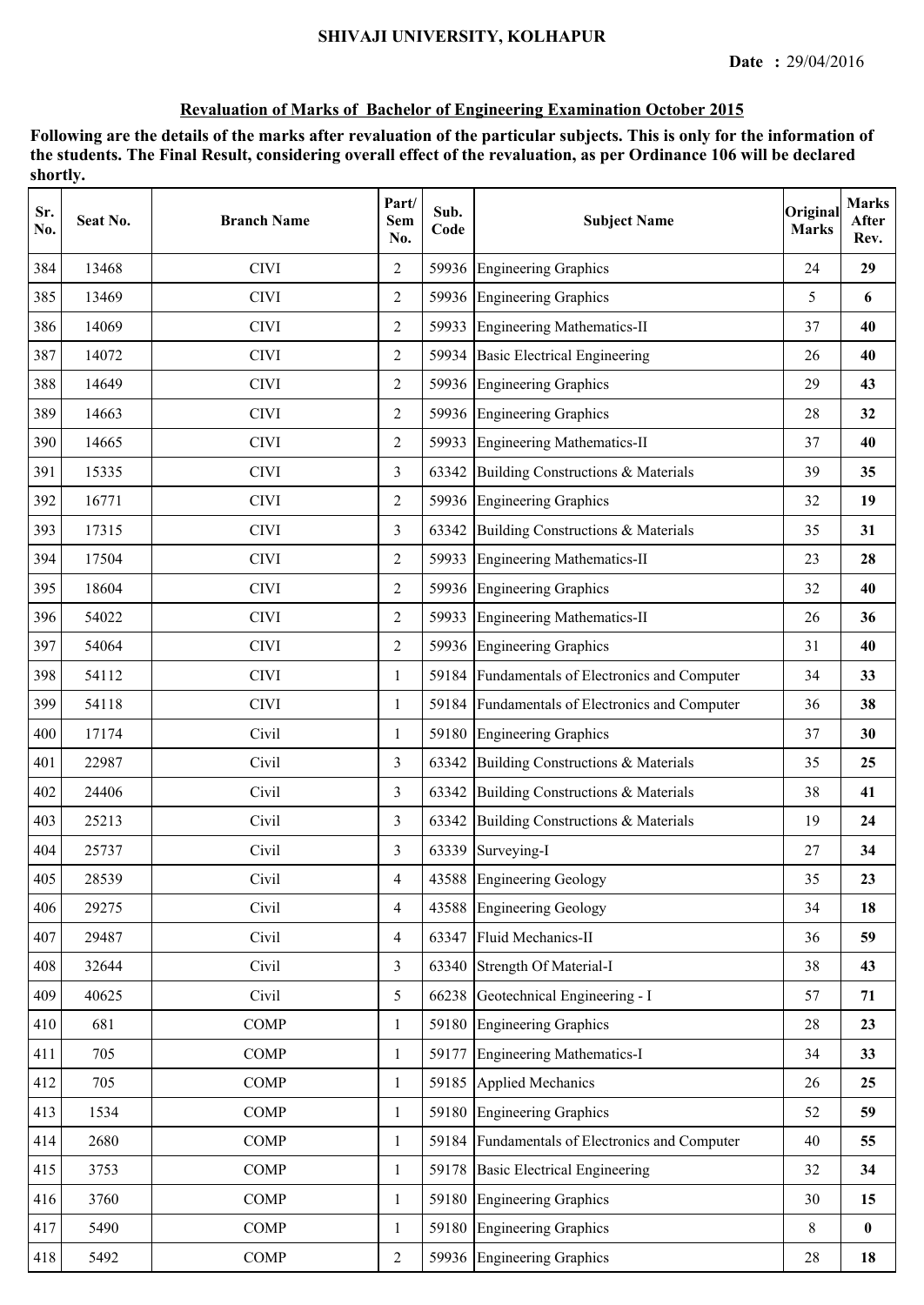SHIVAJI UNIVERSITY, KOLHAPUR

**Date : 29/04/2016**

## Revaluation of Marks of Bachelor of Engineering Examination October 2015

**Following are the details of the marks after revaluation of the particular subjects. This is only for the information of the students. The Final Result, considering overall effect of the revaluation, as per Ordinance 106 will be declared shortly.**

| Sr. No. | Seat No. | Branch Name | Part/ Sem No. | Sub. Code | Subject Name | Original Marks | Marks After Rev. |
|---|---|---|---|---|---|---|---|
| 384 | 13468 | CIVI | 2 | 59936 | Engineering Graphics | 24 | **29** |
| 385 | 13469 | CIVI | 2 | 59936 | Engineering Graphics | 5 | **6** |
| 386 | 14069 | CIVI | 2 | 59933 | Engineering Mathematics-II | 37 | **40** |
| 387 | 14072 | CIVI | 2 | 59934 | Basic Electrical Engineering | 26 | **40** |
| 388 | 14649 | CIVI | 2 | 59936 | Engineering Graphics | 29 | **43** |
| 389 | 14663 | CIVI | 2 | 59936 | Engineering Graphics | 28 | **32** |
| 390 | 14665 | CIVI | 2 | 59933 | Engineering Mathematics-II | 37 | **40** |
| 391 | 15335 | CIVI | 3 | 63342 | Building Constructions & Materials | 39 | **35** |
| 392 | 16771 | CIVI | 2 | 59936 | Engineering Graphics | 32 | **19** |
| 393 | 17315 | CIVI | 3 | 63342 | Building Constructions & Materials | 35 | **31** |
| 394 | 17504 | CIVI | 2 | 59933 | Engineering Mathematics-II | 23 | **28** |
| 395 | 18604 | CIVI | 2 | 59936 | Engineering Graphics | 32 | **40** |
| 396 | 54022 | CIVI | 2 | 59933 | Engineering Mathematics-II | 26 | **36** |
| 397 | 54064 | CIVI | 2 | 59936 | Engineering Graphics | 31 | **40** |
| 398 | 54112 | CIVI | 1 | 59184 | Fundamentals of Electronics and Computer | 34 | **33** |
| 399 | 54118 | CIVI | 1 | 59184 | Fundamentals of Electronics and Computer | 36 | **38** |
| 400 | 17174 | Civil | 1 | 59180 | Engineering Graphics | 37 | **30** |
| 401 | 22987 | Civil | 3 | 63342 | Building Constructions & Materials | 35 | **25** |
| 402 | 24406 | Civil | 3 | 63342 | Building Constructions & Materials | 38 | **41** |
| 403 | 25213 | Civil | 3 | 63342 | Building Constructions & Materials | 19 | **24** |
| 404 | 25737 | Civil | 3 | 63339 | Surveying-I | 27 | **34** |
| 405 | 28539 | Civil | 4 | 43588 | Engineering Geology | 35 | **23** |
| 406 | 29275 | Civil | 4 | 43588 | Engineering Geology | 34 | **18** |
| 407 | 29487 | Civil | 4 | 63347 | Fluid Mechanics-II | 36 | **59** |
| 408 | 32644 | Civil | 3 | 63340 | Strength Of Material-I | 38 | **43** |
| 409 | 40625 | Civil | 5 | 66238 | Geotechnical Engineering - I | 57 | **71** |
| 410 | 681 | COMP | 1 | 59180 | Engineering Graphics | 28 | **23** |
| 411 | 705 | COMP | 1 | 59177 | Engineering Mathematics-I | 34 | **33** |
| 412 | 705 | COMP | 1 | 59185 | Applied Mechanics | 26 | **25** |
| 413 | 1534 | COMP | 1 | 59180 | Engineering Graphics | 52 | **59** |
| 414 | 2680 | COMP | 1 | 59184 | Fundamentals of Electronics and Computer | 40 | **55** |
| 415 | 3753 | COMP | 1 | 59178 | Basic Electrical Engineering | 32 | **34** |
| 416 | 3760 | COMP | 1 | 59180 | Engineering Graphics | 30 | **15** |
| 417 | 5490 | COMP | 1 | 59180 | Engineering Graphics | 8 | **0** |
| 418 | 5492 | COMP | 2 | 59936 | Engineering Graphics | 28 | **18** |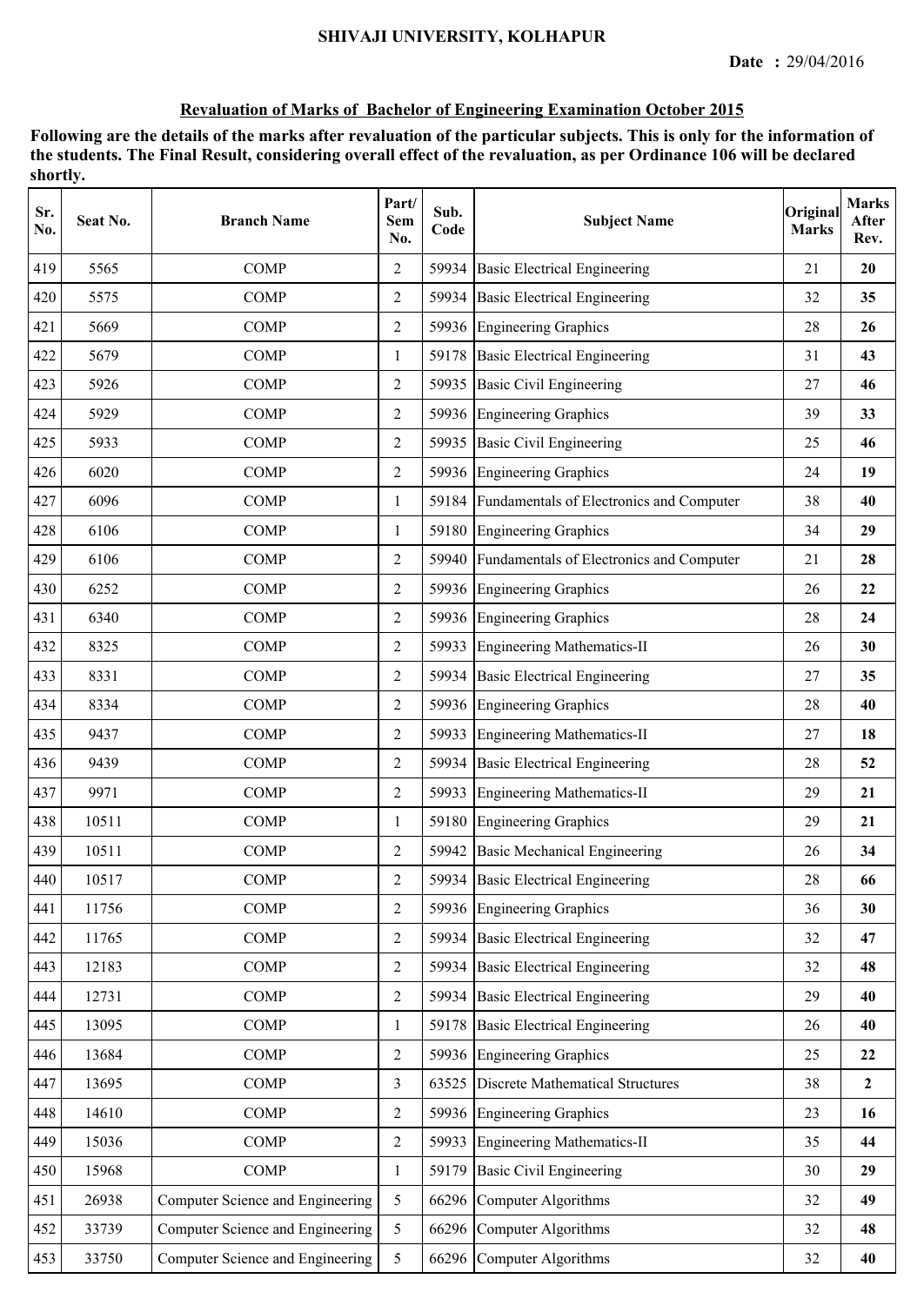SHIVAJI UNIVERSITY, KOLHAPUR

**Date :** 29/04/2016

## Revaluation of Marks of Bachelor of Engineering Examination October 2015

**Following are the details of the marks after revaluation of the particular subjects. This is only for the information of the students. The Final Result, considering overall effect of the revaluation, as per Ordinance 106 will be declared shortly.**

| Sr. No. | Seat No. | Branch Name | Part/ Sem No. | Sub. Code | Subject Name | Original Marks | Marks After Rev. |
|---|---|---|---|---|---|---|---|
| 419 | 5565 | COMP | 2 | 59934 | Basic Electrical Engineering | 21 | **20** |
| 420 | 5575 | COMP | 2 | 59934 | Basic Electrical Engineering | 32 | **35** |
| 421 | 5669 | COMP | 2 | 59936 | Engineering Graphics | 28 | **26** |
| 422 | 5679 | COMP | 1 | 59178 | Basic Electrical Engineering | 31 | **43** |
| 423 | 5926 | COMP | 2 | 59935 | Basic Civil Engineering | 27 | **46** |
| 424 | 5929 | COMP | 2 | 59936 | Engineering Graphics | 39 | **33** |
| 425 | 5933 | COMP | 2 | 59935 | Basic Civil Engineering | 25 | **46** |
| 426 | 6020 | COMP | 2 | 59936 | Engineering Graphics | 24 | **19** |
| 427 | 6096 | COMP | 1 | 59184 | Fundamentals of Electronics and Computer | 38 | **40** |
| 428 | 6106 | COMP | 1 | 59180 | Engineering Graphics | 34 | **29** |
| 429 | 6106 | COMP | 2 | 59940 | Fundamentals of Electronics and Computer | 21 | **28** |
| 430 | 6252 | COMP | 2 | 59936 | Engineering Graphics | 26 | **22** |
| 431 | 6340 | COMP | 2 | 59936 | Engineering Graphics | 28 | **24** |
| 432 | 8325 | COMP | 2 | 59933 | Engineering Mathematics-II | 26 | **30** |
| 433 | 8331 | COMP | 2 | 59934 | Basic Electrical Engineering | 27 | **35** |
| 434 | 8334 | COMP | 2 | 59936 | Engineering Graphics | 28 | **40** |
| 435 | 9437 | COMP | 2 | 59933 | Engineering Mathematics-II | 27 | **18** |
| 436 | 9439 | COMP | 2 | 59934 | Basic Electrical Engineering | 28 | **52** |
| 437 | 9971 | COMP | 2 | 59933 | Engineering Mathematics-II | 29 | **21** |
| 438 | 10511 | COMP | 1 | 59180 | Engineering Graphics | 29 | **21** |
| 439 | 10511 | COMP | 2 | 59942 | Basic Mechanical Engineering | 26 | **34** |
| 440 | 10517 | COMP | 2 | 59934 | Basic Electrical Engineering | 28 | **66** |
| 441 | 11756 | COMP | 2 | 59936 | Engineering Graphics | 36 | **30** |
| 442 | 11765 | COMP | 2 | 59934 | Basic Electrical Engineering | 32 | **47** |
| 443 | 12183 | COMP | 2 | 59934 | Basic Electrical Engineering | 32 | **48** |
| 444 | 12731 | COMP | 2 | 59934 | Basic Electrical Engineering | 29 | **40** |
| 445 | 13095 | COMP | 1 | 59178 | Basic Electrical Engineering | 26 | **40** |
| 446 | 13684 | COMP | 2 | 59936 | Engineering Graphics | 25 | **22** |
| 447 | 13695 | COMP | 3 | 63525 | Discrete Mathematical Structures | 38 | **2** |
| 448 | 14610 | COMP | 2 | 59936 | Engineering Graphics | 23 | **16** |
| 449 | 15036 | COMP | 2 | 59933 | Engineering Mathematics-II | 35 | **44** |
| 450 | 15968 | COMP | 1 | 59179 | Basic Civil Engineering | 30 | **29** |
| 451 | 26938 | Computer Science and Engineering | 5 | 66296 | Computer Algorithms | 32 | **49** |
| 452 | 33739 | Computer Science and Engineering | 5 | 66296 | Computer Algorithms | 32 | **48** |
| 453 | 33750 | Computer Science and Engineering | 5 | 66296 | Computer Algorithms | 32 | **40** |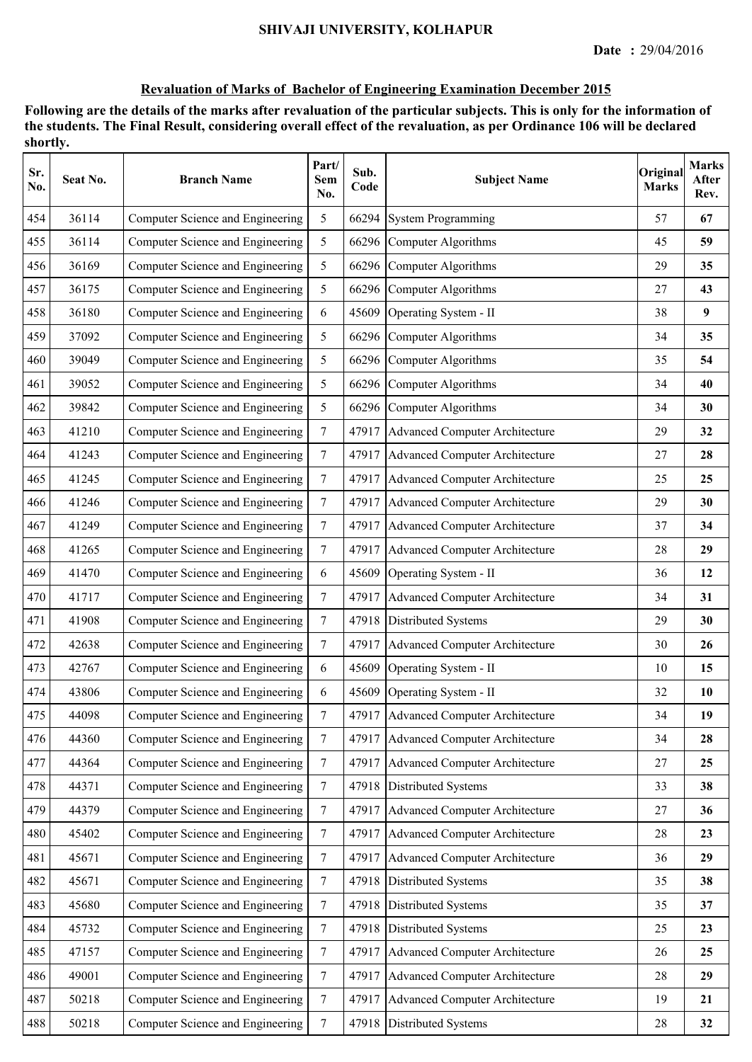**SHIVAJI UNIVERSITY, KOLHAPUR**

**Date :** 29/04/2016

## Revaluation of Marks of Bachelor of Engineering Examination December 2015

**Following are the details of the marks after revaluation of the particular subjects. This is only for the information of the students. The Final Result, considering overall effect of the revaluation, as per Ordinance 106 will be declared shortly.**

| Sr. No. | Seat No. | Branch Name | Part/ Sem No. | Sub. Code | Subject Name | Original Marks | Marks After Rev. |
|---|---|---|---|---|---|---|---|
| 454 | 36114 | Computer Science and Engineering | 5 | 66294 | System Programming | 57 | **67** |
| 455 | 36114 | Computer Science and Engineering | 5 | 66296 | Computer Algorithms | 45 | **59** |
| 456 | 36169 | Computer Science and Engineering | 5 | 66296 | Computer Algorithms | 29 | **35** |
| 457 | 36175 | Computer Science and Engineering | 5 | 66296 | Computer Algorithms | 27 | **43** |
| 458 | 36180 | Computer Science and Engineering | 6 | 45609 | Operating System - II | 38 | **9** |
| 459 | 37092 | Computer Science and Engineering | 5 | 66296 | Computer Algorithms | 34 | **35** |
| 460 | 39049 | Computer Science and Engineering | 5 | 66296 | Computer Algorithms | 35 | **54** |
| 461 | 39052 | Computer Science and Engineering | 5 | 66296 | Computer Algorithms | 34 | **40** |
| 462 | 39842 | Computer Science and Engineering | 5 | 66296 | Computer Algorithms | 34 | **30** |
| 463 | 41210 | Computer Science and Engineering | 7 | 47917 | Advanced Computer Architecture | 29 | **32** |
| 464 | 41243 | Computer Science and Engineering | 7 | 47917 | Advanced Computer Architecture | 27 | **28** |
| 465 | 41245 | Computer Science and Engineering | 7 | 47917 | Advanced Computer Architecture | 25 | **25** |
| 466 | 41246 | Computer Science and Engineering | 7 | 47917 | Advanced Computer Architecture | 29 | **30** |
| 467 | 41249 | Computer Science and Engineering | 7 | 47917 | Advanced Computer Architecture | 37 | **34** |
| 468 | 41265 | Computer Science and Engineering | 7 | 47917 | Advanced Computer Architecture | 28 | **29** |
| 469 | 41470 | Computer Science and Engineering | 6 | 45609 | Operating System - II | 36 | **12** |
| 470 | 41717 | Computer Science and Engineering | 7 | 47917 | Advanced Computer Architecture | 34 | **31** |
| 471 | 41908 | Computer Science and Engineering | 7 | 47918 | Distributed Systems | 29 | **30** |
| 472 | 42638 | Computer Science and Engineering | 7 | 47917 | Advanced Computer Architecture | 30 | **26** |
| 473 | 42767 | Computer Science and Engineering | 6 | 45609 | Operating System - II | 10 | **15** |
| 474 | 43806 | Computer Science and Engineering | 6 | 45609 | Operating System - II | 32 | **10** |
| 475 | 44098 | Computer Science and Engineering | 7 | 47917 | Advanced Computer Architecture | 34 | **19** |
| 476 | 44360 | Computer Science and Engineering | 7 | 47917 | Advanced Computer Architecture | 34 | **28** |
| 477 | 44364 | Computer Science and Engineering | 7 | 47917 | Advanced Computer Architecture | 27 | **25** |
| 478 | 44371 | Computer Science and Engineering | 7 | 47918 | Distributed Systems | 33 | **38** |
| 479 | 44379 | Computer Science and Engineering | 7 | 47917 | Advanced Computer Architecture | 27 | **36** |
| 480 | 45402 | Computer Science and Engineering | 7 | 47917 | Advanced Computer Architecture | 28 | **23** |
| 481 | 45671 | Computer Science and Engineering | 7 | 47917 | Advanced Computer Architecture | 36 | **29** |
| 482 | 45671 | Computer Science and Engineering | 7 | 47918 | Distributed Systems | 35 | **38** |
| 483 | 45680 | Computer Science and Engineering | 7 | 47918 | Distributed Systems | 35 | **37** |
| 484 | 45732 | Computer Science and Engineering | 7 | 47918 | Distributed Systems | 25 | **23** |
| 485 | 47157 | Computer Science and Engineering | 7 | 47917 | Advanced Computer Architecture | 26 | **25** |
| 486 | 49001 | Computer Science and Engineering | 7 | 47917 | Advanced Computer Architecture | 28 | **29** |
| 487 | 50218 | Computer Science and Engineering | 7 | 47917 | Advanced Computer Architecture | 19 | **21** |
| 488 | 50218 | Computer Science and Engineering | 7 | 47918 | Distributed Systems | 28 | **32** |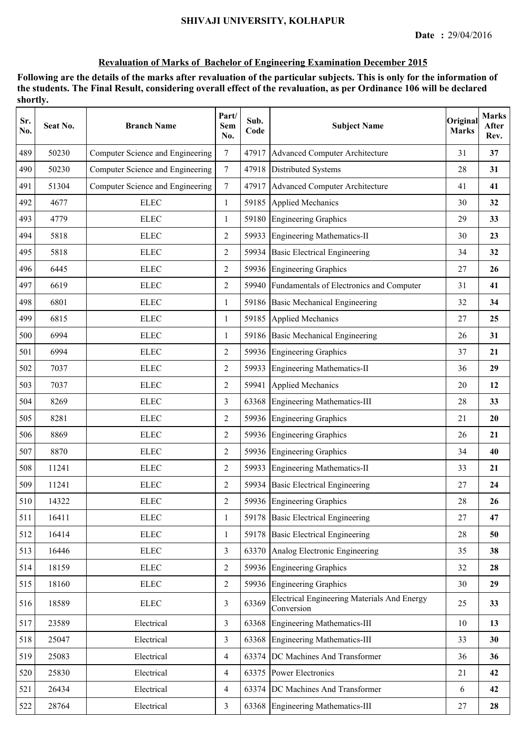**SHIVAJI UNIVERSITY, KOLHAPUR**

**Date : 29/04/2016**

**Revaluation of Marks of Bachelor of Engineering Examination December 2015**

**Following are the details of the marks after revaluation of the particular subjects. This is only for the information of the students. The Final Result, considering overall effect of the revaluation, as per Ordinance 106 will be declared shortly.**

| Sr. No. | Seat No. | Branch Name | Part/ Sem No. | Sub. Code | Subject Name | Original Marks | Marks After Rev. |
|---|---|---|---|---|---|---|---|
| 489 | 50230 | Computer Science and Engineering | 7 | 47917 | Advanced Computer Architecture | 31 | **37** |
| 490 | 50230 | Computer Science and Engineering | 7 | 47918 | Distributed Systems | 28 | **31** |
| 491 | 51304 | Computer Science and Engineering | 7 | 47917 | Advanced Computer Architecture | 41 | **41** |
| 492 | 4677 | ELEC | 1 | 59185 | Applied Mechanics | 30 | **32** |
| 493 | 4779 | ELEC | 1 | 59180 | Engineering Graphics | 29 | **33** |
| 494 | 5818 | ELEC | 2 | 59933 | Engineering Mathematics-II | 30 | **23** |
| 495 | 5818 | ELEC | 2 | 59934 | Basic Electrical Engineering | 34 | **32** |
| 496 | 6445 | ELEC | 2 | 59936 | Engineering Graphics | 27 | **26** |
| 497 | 6619 | ELEC | 2 | 59940 | Fundamentals of Electronics and Computer | 31 | **41** |
| 498 | 6801 | ELEC | 1 | 59186 | Basic Mechanical Engineering | 32 | **34** |
| 499 | 6815 | ELEC | 1 | 59185 | Applied Mechanics | 27 | **25** |
| 500 | 6994 | ELEC | 1 | 59186 | Basic Mechanical Engineering | 26 | **31** |
| 501 | 6994 | ELEC | 2 | 59936 | Engineering Graphics | 37 | **21** |
| 502 | 7037 | ELEC | 2 | 59933 | Engineering Mathematics-II | 36 | **29** |
| 503 | 7037 | ELEC | 2 | 59941 | Applied Mechanics | 20 | **12** |
| 504 | 8269 | ELEC | 3 | 63368 | Engineering Mathematics-III | 28 | **33** |
| 505 | 8281 | ELEC | 2 | 59936 | Engineering Graphics | 21 | **20** |
| 506 | 8869 | ELEC | 2 | 59936 | Engineering Graphics | 26 | **21** |
| 507 | 8870 | ELEC | 2 | 59936 | Engineering Graphics | 34 | **40** |
| 508 | 11241 | ELEC | 2 | 59933 | Engineering Mathematics-II | 33 | **21** |
| 509 | 11241 | ELEC | 2 | 59934 | Basic Electrical Engineering | 27 | **24** |
| 510 | 14322 | ELEC | 2 | 59936 | Engineering Graphics | 28 | **26** |
| 511 | 16411 | ELEC | 1 | 59178 | Basic Electrical Engineering | 27 | **47** |
| 512 | 16414 | ELEC | 1 | 59178 | Basic Electrical Engineering | 28 | **50** |
| 513 | 16446 | ELEC | 3 | 63370 | Analog Electronic Engineering | 35 | **38** |
| 514 | 18159 | ELEC | 2 | 59936 | Engineering Graphics | 32 | **28** |
| 515 | 18160 | ELEC | 2 | 59936 | Engineering Graphics | 30 | **29** |
| 516 | 18589 | ELEC | 3 | 63369 | Electrical Engineering Materials And Energy Conversion | 25 | **33** |
| 517 | 23589 | Electrical | 3 | 63368 | Engineering Mathematics-III | 10 | **13** |
| 518 | 25047 | Electrical | 3 | 63368 | Engineering Mathematics-III | 33 | **30** |
| 519 | 25083 | Electrical | 4 | 63374 | DC Machines And Transformer | 36 | **36** |
| 520 | 25830 | Electrical | 4 | 63375 | Power Electronics | 21 | **42** |
| 521 | 26434 | Electrical | 4 | 63374 | DC Machines And Transformer | 6 | **42** |
| 522 | 28764 | Electrical | 3 | 63368 | Engineering Mathematics-III | 27 | **28** |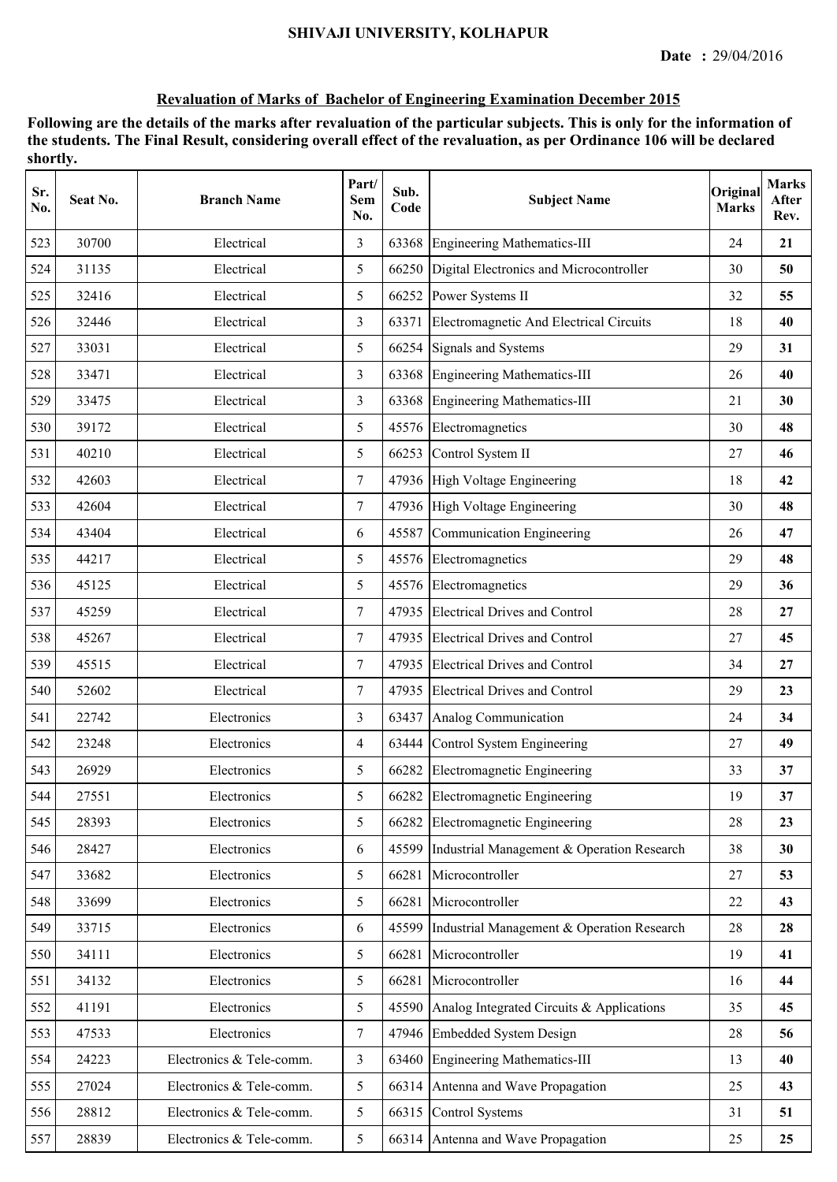SHIVAJI UNIVERSITY, KOLHAPUR

**Date :** 29/04/2016

## Revaluation of Marks of Bachelor of Engineering Examination December 2015

**Following are the details of the marks after revaluation of the particular subjects. This is only for the information of the students. The Final Result, considering overall effect of the revaluation, as per Ordinance 106 will be declared shortly.**

| Sr. No. | Seat No. | Branch Name | Part/ Sem No. | Sub. Code | Subject Name | Original Marks | Marks After Rev. |
|---|---|---|---|---|---|---|---|
| 523 | 30700 | Electrical | 3 | 63368 | Engineering Mathematics-III | 24 | **21** |
| 524 | 31135 | Electrical | 5 | 66250 | Digital Electronics and Microcontroller | 30 | **50** |
| 525 | 32416 | Electrical | 5 | 66252 | Power Systems II | 32 | **55** |
| 526 | 32446 | Electrical | 3 | 63371 | Electromagnetic And Electrical Circuits | 18 | **40** |
| 527 | 33031 | Electrical | 5 | 66254 | Signals and Systems | 29 | **31** |
| 528 | 33471 | Electrical | 3 | 63368 | Engineering Mathematics-III | 26 | **40** |
| 529 | 33475 | Electrical | 3 | 63368 | Engineering Mathematics-III | 21 | **30** |
| 530 | 39172 | Electrical | 5 | 45576 | Electromagnetics | 30 | **48** |
| 531 | 40210 | Electrical | 5 | 66253 | Control System II | 27 | **46** |
| 532 | 42603 | Electrical | 7 | 47936 | High Voltage Engineering | 18 | **42** |
| 533 | 42604 | Electrical | 7 | 47936 | High Voltage Engineering | 30 | **48** |
| 534 | 43404 | Electrical | 6 | 45587 | Communication Engineering | 26 | **47** |
| 535 | 44217 | Electrical | 5 | 45576 | Electromagnetics | 29 | **48** |
| 536 | 45125 | Electrical | 5 | 45576 | Electromagnetics | 29 | **36** |
| 537 | 45259 | Electrical | 7 | 47935 | Electrical Drives and Control | 28 | **27** |
| 538 | 45267 | Electrical | 7 | 47935 | Electrical Drives and Control | 27 | **45** |
| 539 | 45515 | Electrical | 7 | 47935 | Electrical Drives and Control | 34 | **27** |
| 540 | 52602 | Electrical | 7 | 47935 | Electrical Drives and Control | 29 | **23** |
| 541 | 22742 | Electronics | 3 | 63437 | Analog Communication | 24 | **34** |
| 542 | 23248 | Electronics | 4 | 63444 | Control System Engineering | 27 | **49** |
| 543 | 26929 | Electronics | 5 | 66282 | Electromagnetic Engineering | 33 | **37** |
| 544 | 27551 | Electronics | 5 | 66282 | Electromagnetic Engineering | 19 | **37** |
| 545 | 28393 | Electronics | 5 | 66282 | Electromagnetic Engineering | 28 | **23** |
| 546 | 28427 | Electronics | 6 | 45599 | Industrial Management & Operation Research | 38 | **30** |
| 547 | 33682 | Electronics | 5 | 66281 | Microcontroller | 27 | **53** |
| 548 | 33699 | Electronics | 5 | 66281 | Microcontroller | 22 | **43** |
| 549 | 33715 | Electronics | 6 | 45599 | Industrial Management & Operation Research | 28 | **28** |
| 550 | 34111 | Electronics | 5 | 66281 | Microcontroller | 19 | **41** |
| 551 | 34132 | Electronics | 5 | 66281 | Microcontroller | 16 | **44** |
| 552 | 41191 | Electronics | 5 | 45590 | Analog Integrated Circuits & Applications | 35 | **45** |
| 553 | 47533 | Electronics | 7 | 47946 | Embedded System Design | 28 | **56** |
| 554 | 24223 | Electronics & Tele-comm. | 3 | 63460 | Engineering Mathematics-III | 13 | **40** |
| 555 | 27024 | Electronics & Tele-comm. | 5 | 66314 | Antenna and Wave Propagation | 25 | **43** |
| 556 | 28812 | Electronics & Tele-comm. | 5 | 66315 | Control Systems | 31 | **51** |
| 557 | 28839 | Electronics & Tele-comm. | 5 | 66314 | Antenna and Wave Propagation | 25 | **25** |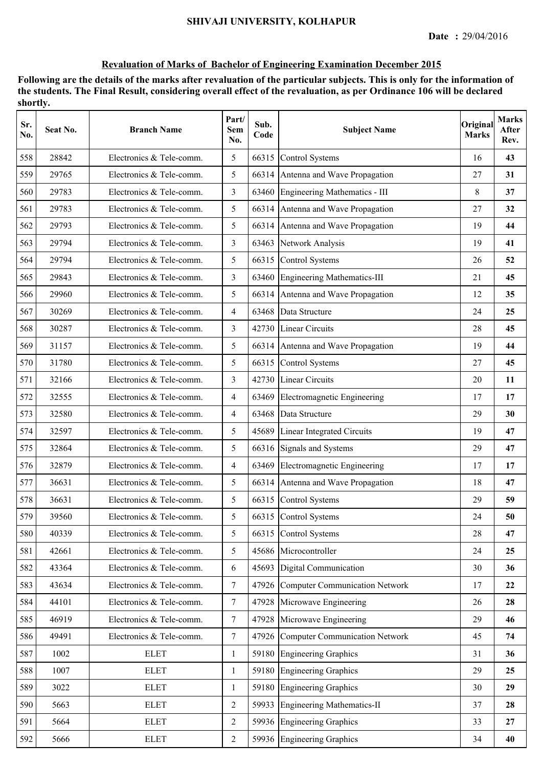**SHIVAJI UNIVERSITY, KOLHAPUR**

**Date : 29/04/2016**

**Revaluation of Marks of Bachelor of Engineering Examination December 2015**

**Following are the details of the marks after revaluation of the particular subjects. This is only for the information of the students. The Final Result, considering overall effect of the revaluation, as per Ordinance 106 will be declared shortly.**

| Sr. No. | Seat No. | Branch Name | Part/ Sem No. | Sub. Code | Subject Name | Original Marks | Marks After Rev. |
|---|---|---|---|---|---|---|---|
| 558 | 28842 | Electronics & Tele-comm. | 5 | 66315 | Control Systems | 16 | **43** |
| 559 | 29765 | Electronics & Tele-comm. | 5 | 66314 | Antenna and Wave Propagation | 27 | **31** |
| 560 | 29783 | Electronics & Tele-comm. | 3 | 63460 | Engineering Mathematics - III | 8 | **37** |
| 561 | 29783 | Electronics & Tele-comm. | 5 | 66314 | Antenna and Wave Propagation | 27 | **32** |
| 562 | 29793 | Electronics & Tele-comm. | 5 | 66314 | Antenna and Wave Propagation | 19 | **44** |
| 563 | 29794 | Electronics & Tele-comm. | 3 | 63463 | Network Analysis | 19 | **41** |
| 564 | 29794 | Electronics & Tele-comm. | 5 | 66315 | Control Systems | 26 | **52** |
| 565 | 29843 | Electronics & Tele-comm. | 3 | 63460 | Engineering Mathematics-III | 21 | **45** |
| 566 | 29960 | Electronics & Tele-comm. | 5 | 66314 | Antenna and Wave Propagation | 12 | **35** |
| 567 | 30269 | Electronics & Tele-comm. | 4 | 63468 | Data Structure | 24 | **25** |
| 568 | 30287 | Electronics & Tele-comm. | 3 | 42730 | Linear Circuits | 28 | **45** |
| 569 | 31157 | Electronics & Tele-comm. | 5 | 66314 | Antenna and Wave Propagation | 19 | **44** |
| 570 | 31780 | Electronics & Tele-comm. | 5 | 66315 | Control Systems | 27 | **45** |
| 571 | 32166 | Electronics & Tele-comm. | 3 | 42730 | Linear Circuits | 20 | **11** |
| 572 | 32555 | Electronics & Tele-comm. | 4 | 63469 | Electromagnetic Engineering | 17 | **17** |
| 573 | 32580 | Electronics & Tele-comm. | 4 | 63468 | Data Structure | 29 | **30** |
| 574 | 32597 | Electronics & Tele-comm. | 5 | 45689 | Linear Integrated Circuits | 19 | **47** |
| 575 | 32864 | Electronics & Tele-comm. | 5 | 66316 | Signals and Systems | 29 | **47** |
| 576 | 32879 | Electronics & Tele-comm. | 4 | 63469 | Electromagnetic Engineering | 17 | **17** |
| 577 | 36631 | Electronics & Tele-comm. | 5 | 66314 | Antenna and Wave Propagation | 18 | **47** |
| 578 | 36631 | Electronics & Tele-comm. | 5 | 66315 | Control Systems | 29 | **59** |
| 579 | 39560 | Electronics & Tele-comm. | 5 | 66315 | Control Systems | 24 | **50** |
| 580 | 40339 | Electronics & Tele-comm. | 5 | 66315 | Control Systems | 28 | **47** |
| 581 | 42661 | Electronics & Tele-comm. | 5 | 45686 | Microcontroller | 24 | **25** |
| 582 | 43364 | Electronics & Tele-comm. | 6 | 45693 | Digital Communication | 30 | **36** |
| 583 | 43634 | Electronics & Tele-comm. | 7 | 47926 | Computer Communication Network | 17 | **22** |
| 584 | 44101 | Electronics & Tele-comm. | 7 | 47928 | Microwave Engineering | 26 | **28** |
| 585 | 46919 | Electronics & Tele-comm. | 7 | 47928 | Microwave Engineering | 29 | **46** |
| 586 | 49491 | Electronics & Tele-comm. | 7 | 47926 | Computer Communication Network | 45 | **74** |
| 587 | 1002 | ELET | 1 | 59180 | Engineering Graphics | 31 | **36** |
| 588 | 1007 | ELET | 1 | 59180 | Engineering Graphics | 29 | **25** |
| 589 | 3022 | ELET | 1 | 59180 | Engineering Graphics | 30 | **29** |
| 590 | 5663 | ELET | 2 | 59933 | Engineering Mathematics-II | 37 | **28** |
| 591 | 5664 | ELET | 2 | 59936 | Engineering Graphics | 33 | **27** |
| 592 | 5666 | ELET | 2 | 59936 | Engineering Graphics | 34 | **40** |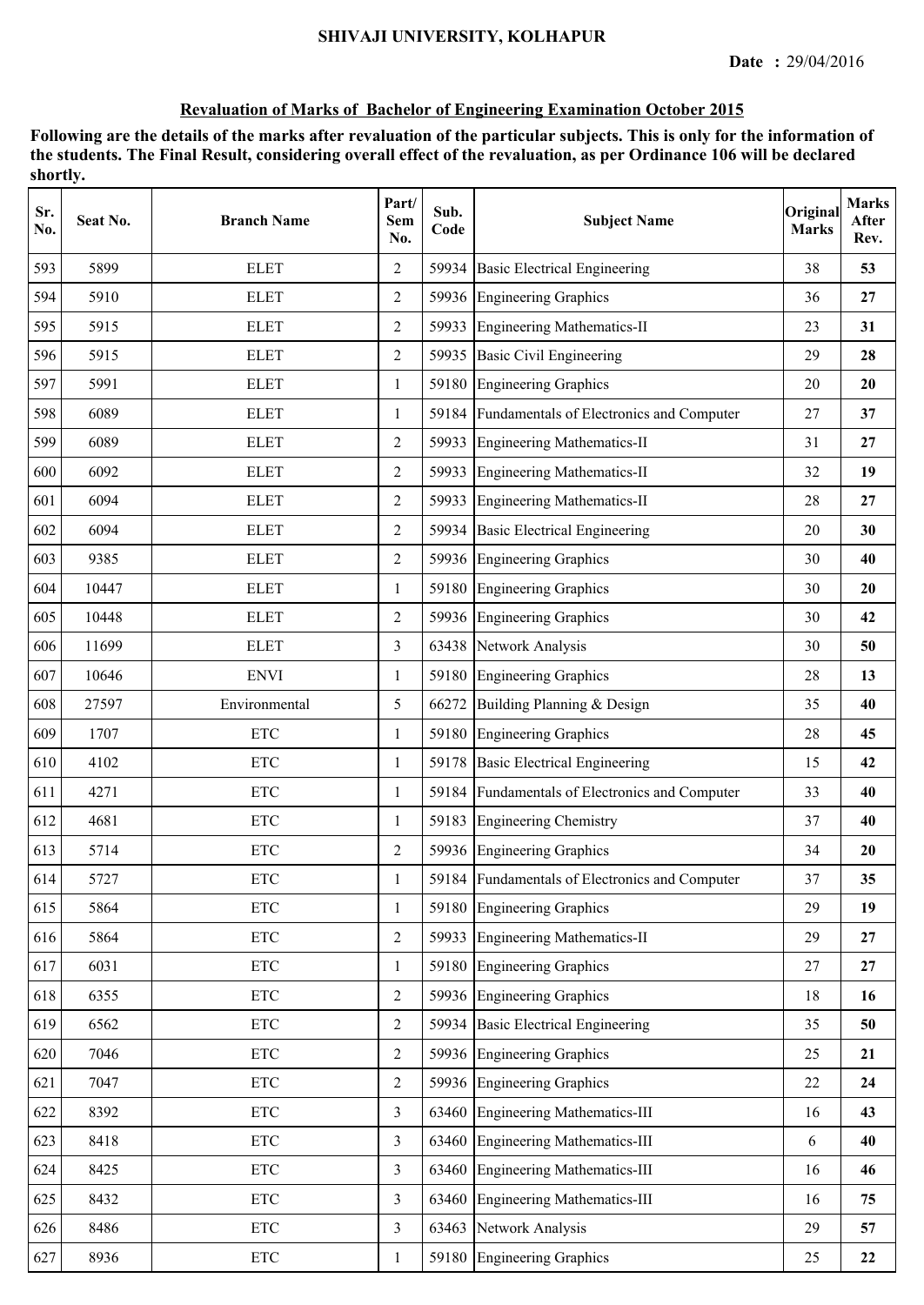SHIVAJI UNIVERSITY, KOLHAPUR

**Date :** 29/04/2016

## Revaluation of Marks of Bachelor of Engineering Examination October 2015

**Following are the details of the marks after revaluation of the particular subjects. This is only for the information of the students. The Final Result, considering overall effect of the revaluation, as per Ordinance 106 will be declared shortly.**

| Sr. No. | Seat No. | Branch Name | Part/ Sem No. | Sub. Code | Subject Name | Original Marks | Marks After Rev. |
|---|---|---|---|---|---|---|---|
| 593 | 5899 | ELET | 2 | 59934 | Basic Electrical Engineering | 38 | **53** |
| 594 | 5910 | ELET | 2 | 59936 | Engineering Graphics | 36 | **27** |
| 595 | 5915 | ELET | 2 | 59933 | Engineering Mathematics-II | 23 | **31** |
| 596 | 5915 | ELET | 2 | 59935 | Basic Civil Engineering | 29 | **28** |
| 597 | 5991 | ELET | 1 | 59180 | Engineering Graphics | 20 | **20** |
| 598 | 6089 | ELET | 1 | 59184 | Fundamentals of Electronics and Computer | 27 | **37** |
| 599 | 6089 | ELET | 2 | 59933 | Engineering Mathematics-II | 31 | **27** |
| 600 | 6092 | ELET | 2 | 59933 | Engineering Mathematics-II | 32 | **19** |
| 601 | 6094 | ELET | 2 | 59933 | Engineering Mathematics-II | 28 | **27** |
| 602 | 6094 | ELET | 2 | 59934 | Basic Electrical Engineering | 20 | **30** |
| 603 | 9385 | ELET | 2 | 59936 | Engineering Graphics | 30 | **40** |
| 604 | 10447 | ELET | 1 | 59180 | Engineering Graphics | 30 | **20** |
| 605 | 10448 | ELET | 2 | 59936 | Engineering Graphics | 30 | **42** |
| 606 | 11699 | ELET | 3 | 63438 | Network Analysis | 30 | **50** |
| 607 | 10646 | ENVI | 1 | 59180 | Engineering Graphics | 28 | **13** |
| 608 | 27597 | Environmental | 5 | 66272 | Building Planning & Design | 35 | **40** |
| 609 | 1707 | ETC | 1 | 59180 | Engineering Graphics | 28 | **45** |
| 610 | 4102 | ETC | 1 | 59178 | Basic Electrical Engineering | 15 | **42** |
| 611 | 4271 | ETC | 1 | 59184 | Fundamentals of Electronics and Computer | 33 | **40** |
| 612 | 4681 | ETC | 1 | 59183 | Engineering Chemistry | 37 | **40** |
| 613 | 5714 | ETC | 2 | 59936 | Engineering Graphics | 34 | **20** |
| 614 | 5727 | ETC | 1 | 59184 | Fundamentals of Electronics and Computer | 37 | **35** |
| 615 | 5864 | ETC | 1 | 59180 | Engineering Graphics | 29 | **19** |
| 616 | 5864 | ETC | 2 | 59933 | Engineering Mathematics-II | 29 | **27** |
| 617 | 6031 | ETC | 1 | 59180 | Engineering Graphics | 27 | **27** |
| 618 | 6355 | ETC | 2 | 59936 | Engineering Graphics | 18 | **16** |
| 619 | 6562 | ETC | 2 | 59934 | Basic Electrical Engineering | 35 | **50** |
| 620 | 7046 | ETC | 2 | 59936 | Engineering Graphics | 25 | **21** |
| 621 | 7047 | ETC | 2 | 59936 | Engineering Graphics | 22 | **24** |
| 622 | 8392 | ETC | 3 | 63460 | Engineering Mathematics-III | 16 | **43** |
| 623 | 8418 | ETC | 3 | 63460 | Engineering Mathematics-III | 6 | **40** |
| 624 | 8425 | ETC | 3 | 63460 | Engineering Mathematics-III | 16 | **46** |
| 625 | 8432 | ETC | 3 | 63460 | Engineering Mathematics-III | 16 | **75** |
| 626 | 8486 | ETC | 3 | 63463 | Network Analysis | 29 | **57** |
| 627 | 8936 | ETC | 1 | 59180 | Engineering Graphics | 25 | **22** |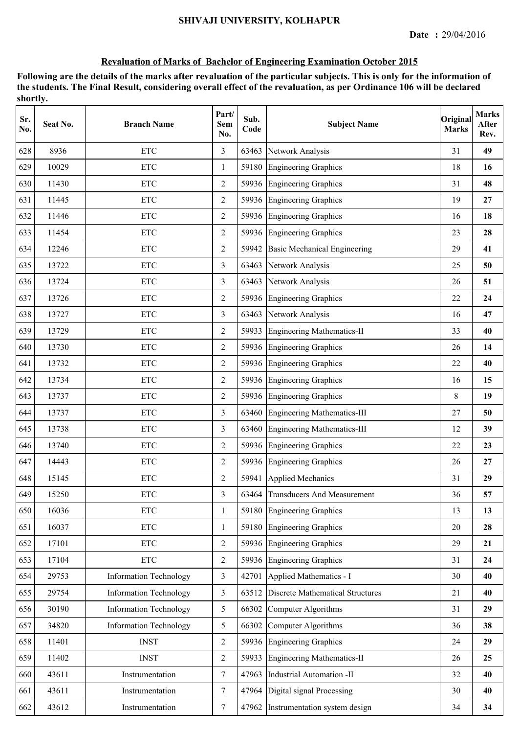SHIVAJI UNIVERSITY, KOLHAPUR

**Date :** 29/04/2016

## Revaluation of Marks of Bachelor of Engineering Examination October 2015

**Following are the details of the marks after revaluation of the particular subjects. This is only for the information of the students. The Final Result, considering overall effect of the revaluation, as per Ordinance 106 will be declared shortly.**

| Sr. No. | Seat No. | Branch Name | Part/ Sem No. | Sub. Code | Subject Name | Original Marks | Marks After Rev. |
|---|---|---|---|---|---|---|---|
| 628 | 8936 | ETC | 3 | 63463 | Network Analysis | 31 | **49** |
| 629 | 10029 | ETC | 1 | 59180 | Engineering Graphics | 18 | **16** |
| 630 | 11430 | ETC | 2 | 59936 | Engineering Graphics | 31 | **48** |
| 631 | 11445 | ETC | 2 | 59936 | Engineering Graphics | 19 | **27** |
| 632 | 11446 | ETC | 2 | 59936 | Engineering Graphics | 16 | **18** |
| 633 | 11454 | ETC | 2 | 59936 | Engineering Graphics | 23 | **28** |
| 634 | 12246 | ETC | 2 | 59942 | Basic Mechanical Engineering | 29 | **41** |
| 635 | 13722 | ETC | 3 | 63463 | Network Analysis | 25 | **50** |
| 636 | 13724 | ETC | 3 | 63463 | Network Analysis | 26 | **51** |
| 637 | 13726 | ETC | 2 | 59936 | Engineering Graphics | 22 | **24** |
| 638 | 13727 | ETC | 3 | 63463 | Network Analysis | 16 | **47** |
| 639 | 13729 | ETC | 2 | 59933 | Engineering Mathematics-II | 33 | **40** |
| 640 | 13730 | ETC | 2 | 59936 | Engineering Graphics | 26 | **14** |
| 641 | 13732 | ETC | 2 | 59936 | Engineering Graphics | 22 | **40** |
| 642 | 13734 | ETC | 2 | 59936 | Engineering Graphics | 16 | **15** |
| 643 | 13737 | ETC | 2 | 59936 | Engineering Graphics | 8 | **19** |
| 644 | 13737 | ETC | 3 | 63460 | Engineering Mathematics-III | 27 | **50** |
| 645 | 13738 | ETC | 3 | 63460 | Engineering Mathematics-III | 12 | **39** |
| 646 | 13740 | ETC | 2 | 59936 | Engineering Graphics | 22 | **23** |
| 647 | 14443 | ETC | 2 | 59936 | Engineering Graphics | 26 | **27** |
| 648 | 15145 | ETC | 2 | 59941 | Applied Mechanics | 31 | **29** |
| 649 | 15250 | ETC | 3 | 63464 | Transducers And Measurement | 36 | **57** |
| 650 | 16036 | ETC | 1 | 59180 | Engineering Graphics | 13 | **13** |
| 651 | 16037 | ETC | 1 | 59180 | Engineering Graphics | 20 | **28** |
| 652 | 17101 | ETC | 2 | 59936 | Engineering Graphics | 29 | **21** |
| 653 | 17104 | ETC | 2 | 59936 | Engineering Graphics | 31 | **24** |
| 654 | 29753 | Information Technology | 3 | 42701 | Applied Mathematics - I | 30 | **40** |
| 655 | 29754 | Information Technology | 3 | 63512 | Discrete Mathematical Structures | 21 | **40** |
| 656 | 30190 | Information Technology | 5 | 66302 | Computer Algorithms | 31 | **29** |
| 657 | 34820 | Information Technology | 5 | 66302 | Computer Algorithms | 36 | **38** |
| 658 | 11401 | INST | 2 | 59936 | Engineering Graphics | 24 | **29** |
| 659 | 11402 | INST | 2 | 59933 | Engineering Mathematics-II | 26 | **25** |
| 660 | 43611 | Instrumentation | 7 | 47963 | Industrial Automation -II | 32 | **40** |
| 661 | 43611 | Instrumentation | 7 | 47964 | Digital signal Processing | 30 | **40** |
| 662 | 43612 | Instrumentation | 7 | 47962 | Instrumentation system design | 34 | **34** |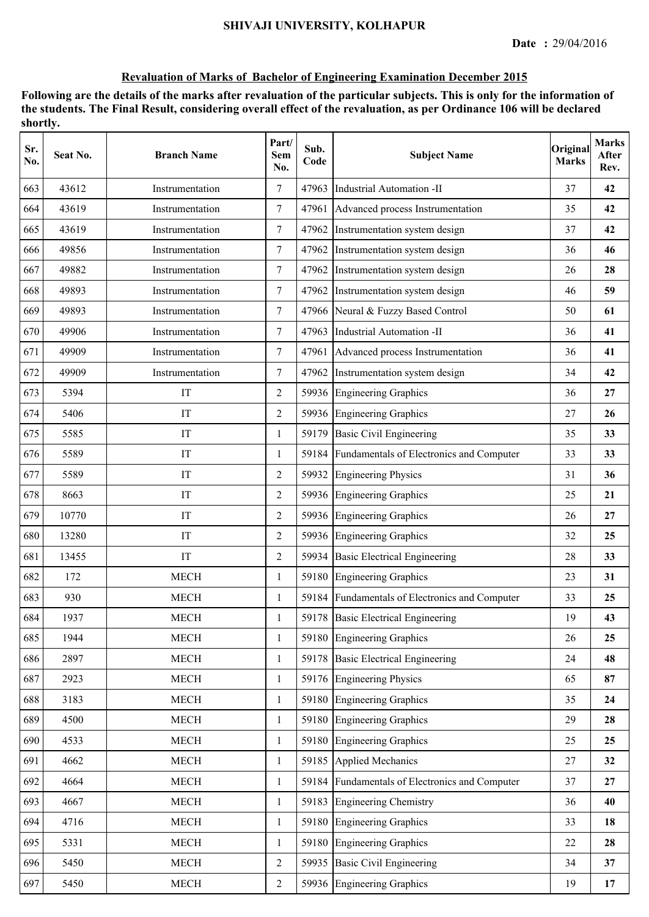SHIVAJI UNIVERSITY, KOLHAPUR

**Date :** 29/04/2016

## Revaluation of Marks of Bachelor of Engineering Examination December 2015

**Following are the details of the marks after revaluation of the particular subjects. This is only for the information of the students. The Final Result, considering overall effect of the revaluation, as per Ordinance 106 will be declared shortly.**

| Sr. No. | Seat No. | Branch Name | Part/ Sem No. | Sub. Code | Subject Name | Original Marks | Marks After Rev. |
|---|---|---|---|---|---|---|---|
| 663 | 43612 | Instrumentation | 7 | 47963 | Industrial Automation -II | 37 | **42** |
| 664 | 43619 | Instrumentation | 7 | 47961 | Advanced process Instrumentation | 35 | **42** |
| 665 | 43619 | Instrumentation | 7 | 47962 | Instrumentation system design | 37 | **42** |
| 666 | 49856 | Instrumentation | 7 | 47962 | Instrumentation system design | 36 | **46** |
| 667 | 49882 | Instrumentation | 7 | 47962 | Instrumentation system design | 26 | **28** |
| 668 | 49893 | Instrumentation | 7 | 47962 | Instrumentation system design | 46 | **59** |
| 669 | 49893 | Instrumentation | 7 | 47966 | Neural & Fuzzy Based Control | 50 | **61** |
| 670 | 49906 | Instrumentation | 7 | 47963 | Industrial Automation -II | 36 | **41** |
| 671 | 49909 | Instrumentation | 7 | 47961 | Advanced process Instrumentation | 36 | **41** |
| 672 | 49909 | Instrumentation | 7 | 47962 | Instrumentation system design | 34 | **42** |
| 673 | 5394 | IT | 2 | 59936 | Engineering Graphics | 36 | **27** |
| 674 | 5406 | IT | 2 | 59936 | Engineering Graphics | 27 | **26** |
| 675 | 5585 | IT | 1 | 59179 | Basic Civil Engineering | 35 | **33** |
| 676 | 5589 | IT | 1 | 59184 | Fundamentals of Electronics and Computer | 33 | **33** |
| 677 | 5589 | IT | 2 | 59932 | Engineering Physics | 31 | **36** |
| 678 | 8663 | IT | 2 | 59936 | Engineering Graphics | 25 | **21** |
| 679 | 10770 | IT | 2 | 59936 | Engineering Graphics | 26 | **27** |
| 680 | 13280 | IT | 2 | 59936 | Engineering Graphics | 32 | **25** |
| 681 | 13455 | IT | 2 | 59934 | Basic Electrical Engineering | 28 | **33** |
| 682 | 172 | MECH | 1 | 59180 | Engineering Graphics | 23 | **31** |
| 683 | 930 | MECH | 1 | 59184 | Fundamentals of Electronics and Computer | 33 | **25** |
| 684 | 1937 | MECH | 1 | 59178 | Basic Electrical Engineering | 19 | **43** |
| 685 | 1944 | MECH | 1 | 59180 | Engineering Graphics | 26 | **25** |
| 686 | 2897 | MECH | 1 | 59178 | Basic Electrical Engineering | 24 | **48** |
| 687 | 2923 | MECH | 1 | 59176 | Engineering Physics | 65 | **87** |
| 688 | 3183 | MECH | 1 | 59180 | Engineering Graphics | 35 | **24** |
| 689 | 4500 | MECH | 1 | 59180 | Engineering Graphics | 29 | **28** |
| 690 | 4533 | MECH | 1 | 59180 | Engineering Graphics | 25 | **25** |
| 691 | 4662 | MECH | 1 | 59185 | Applied Mechanics | 27 | **32** |
| 692 | 4664 | MECH | 1 | 59184 | Fundamentals of Electronics and Computer | 37 | **27** |
| 693 | 4667 | MECH | 1 | 59183 | Engineering Chemistry | 36 | **40** |
| 694 | 4716 | MECH | 1 | 59180 | Engineering Graphics | 33 | **18** |
| 695 | 5331 | MECH | 1 | 59180 | Engineering Graphics | 22 | **28** |
| 696 | 5450 | MECH | 2 | 59935 | Basic Civil Engineering | 34 | **37** |
| 697 | 5450 | MECH | 2 | 59936 | Engineering Graphics | 19 | **17** |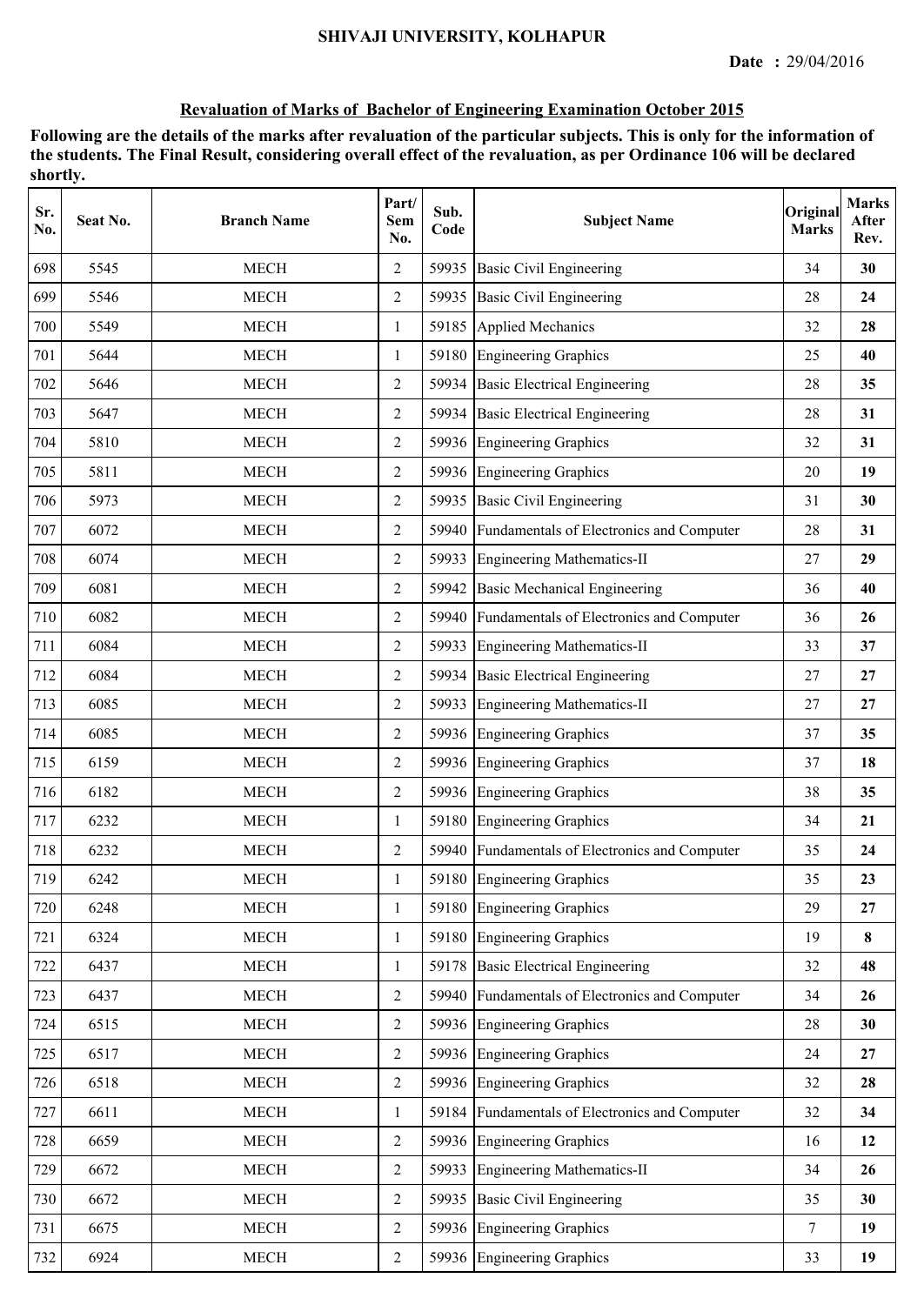**SHIVAJI UNIVERSITY, KOLHAPUR**

**Date : 29/04/2016**

**Revaluation of Marks of Bachelor of Engineering Examination October 2015**

**Following are the details of the marks after revaluation of the particular subjects. This is only for the information of the students. The Final Result, considering overall effect of the revaluation, as per Ordinance 106 will be declared shortly.**

| Sr. No. | Seat No. | Branch Name | Part/ Sem No. | Sub. Code | Subject Name | Original Marks | Marks After Rev. |
|---|---|---|---|---|---|---|---|
| 698 | 5545 | MECH | 2 | 59935 | Basic Civil Engineering | 34 | **30** |
| 699 | 5546 | MECH | 2 | 59935 | Basic Civil Engineering | 28 | **24** |
| 700 | 5549 | MECH | 1 | 59185 | Applied Mechanics | 32 | **28** |
| 701 | 5644 | MECH | 1 | 59180 | Engineering Graphics | 25 | **40** |
| 702 | 5646 | MECH | 2 | 59934 | Basic Electrical Engineering | 28 | **35** |
| 703 | 5647 | MECH | 2 | 59934 | Basic Electrical Engineering | 28 | **31** |
| 704 | 5810 | MECH | 2 | 59936 | Engineering Graphics | 32 | **31** |
| 705 | 5811 | MECH | 2 | 59936 | Engineering Graphics | 20 | **19** |
| 706 | 5973 | MECH | 2 | 59935 | Basic Civil Engineering | 31 | **30** |
| 707 | 6072 | MECH | 2 | 59940 | Fundamentals of Electronics and Computer | 28 | **31** |
| 708 | 6074 | MECH | 2 | 59933 | Engineering Mathematics-II | 27 | **29** |
| 709 | 6081 | MECH | 2 | 59942 | Basic Mechanical Engineering | 36 | **40** |
| 710 | 6082 | MECH | 2 | 59940 | Fundamentals of Electronics and Computer | 36 | **26** |
| 711 | 6084 | MECH | 2 | 59933 | Engineering Mathematics-II | 33 | **37** |
| 712 | 6084 | MECH | 2 | 59934 | Basic Electrical Engineering | 27 | **27** |
| 713 | 6085 | MECH | 2 | 59933 | Engineering Mathematics-II | 27 | **27** |
| 714 | 6085 | MECH | 2 | 59936 | Engineering Graphics | 37 | **35** |
| 715 | 6159 | MECH | 2 | 59936 | Engineering Graphics | 37 | **18** |
| 716 | 6182 | MECH | 2 | 59936 | Engineering Graphics | 38 | **35** |
| 717 | 6232 | MECH | 1 | 59180 | Engineering Graphics | 34 | **21** |
| 718 | 6232 | MECH | 2 | 59940 | Fundamentals of Electronics and Computer | 35 | **24** |
| 719 | 6242 | MECH | 1 | 59180 | Engineering Graphics | 35 | **23** |
| 720 | 6248 | MECH | 1 | 59180 | Engineering Graphics | 29 | **27** |
| 721 | 6324 | MECH | 1 | 59180 | Engineering Graphics | 19 | **8** |
| 722 | 6437 | MECH | 1 | 59178 | Basic Electrical Engineering | 32 | **48** |
| 723 | 6437 | MECH | 2 | 59940 | Fundamentals of Electronics and Computer | 34 | **26** |
| 724 | 6515 | MECH | 2 | 59936 | Engineering Graphics | 28 | **30** |
| 725 | 6517 | MECH | 2 | 59936 | Engineering Graphics | 24 | **27** |
| 726 | 6518 | MECH | 2 | 59936 | Engineering Graphics | 32 | **28** |
| 727 | 6611 | MECH | 1 | 59184 | Fundamentals of Electronics and Computer | 32 | **34** |
| 728 | 6659 | MECH | 2 | 59936 | Engineering Graphics | 16 | **12** |
| 729 | 6672 | MECH | 2 | 59933 | Engineering Mathematics-II | 34 | **26** |
| 730 | 6672 | MECH | 2 | 59935 | Basic Civil Engineering | 35 | **30** |
| 731 | 6675 | MECH | 2 | 59936 | Engineering Graphics | 7 | **19** |
| 732 | 6924 | MECH | 2 | 59936 | Engineering Graphics | 33 | **19** |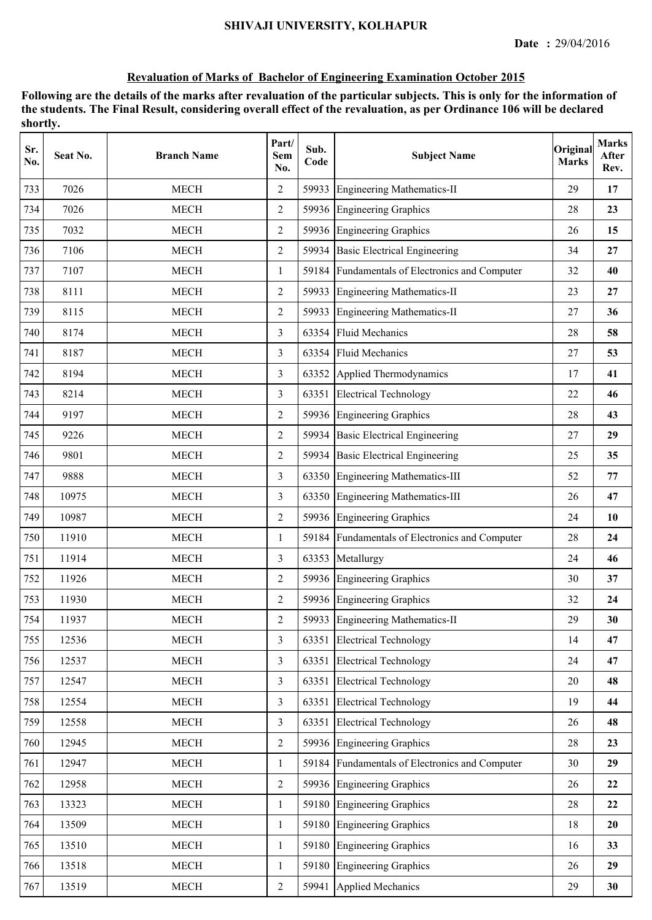# SHIVAJI UNIVERSITY, KOLHAPUR

**Date : 29/04/2016**

## Revaluation of Marks of Bachelor of Engineering Examination October 2015

**Following are the details of the marks after revaluation of the particular subjects. This is only for the information of the students. The Final Result, considering overall effect of the revaluation, as per Ordinance 106 will be declared shortly.**

| Sr. No. | Seat No. | Branch Name | Part/ Sem No. | Sub. Code | Subject Name | Original Marks | Marks After Rev. |
|---|---|---|---|---|---|---|---|
| 733 | 7026 | MECH | 2 | 59933 | Engineering Mathematics-II | 29 | **17** |
| 734 | 7026 | MECH | 2 | 59936 | Engineering Graphics | 28 | **23** |
| 735 | 7032 | MECH | 2 | 59936 | Engineering Graphics | 26 | **15** |
| 736 | 7106 | MECH | 2 | 59934 | Basic Electrical Engineering | 34 | **27** |
| 737 | 7107 | MECH | 1 | 59184 | Fundamentals of Electronics and Computer | 32 | **40** |
| 738 | 8111 | MECH | 2 | 59933 | Engineering Mathematics-II | 23 | **27** |
| 739 | 8115 | MECH | 2 | 59933 | Engineering Mathematics-II | 27 | **36** |
| 740 | 8174 | MECH | 3 | 63354 | Fluid Mechanics | 28 | **58** |
| 741 | 8187 | MECH | 3 | 63354 | Fluid Mechanics | 27 | **53** |
| 742 | 8194 | MECH | 3 | 63352 | Applied Thermodynamics | 17 | **41** |
| 743 | 8214 | MECH | 3 | 63351 | Electrical Technology | 22 | **46** |
| 744 | 9197 | MECH | 2 | 59936 | Engineering Graphics | 28 | **43** |
| 745 | 9226 | MECH | 2 | 59934 | Basic Electrical Engineering | 27 | **29** |
| 746 | 9801 | MECH | 2 | 59934 | Basic Electrical Engineering | 25 | **35** |
| 747 | 9888 | MECH | 3 | 63350 | Engineering Mathematics-III | 52 | **77** |
| 748 | 10975 | MECH | 3 | 63350 | Engineering Mathematics-III | 26 | **47** |
| 749 | 10987 | MECH | 2 | 59936 | Engineering Graphics | 24 | **10** |
| 750 | 11910 | MECH | 1 | 59184 | Fundamentals of Electronics and Computer | 28 | **24** |
| 751 | 11914 | MECH | 3 | 63353 | Metallurgy | 24 | **46** |
| 752 | 11926 | MECH | 2 | 59936 | Engineering Graphics | 30 | **37** |
| 753 | 11930 | MECH | 2 | 59936 | Engineering Graphics | 32 | **24** |
| 754 | 11937 | MECH | 2 | 59933 | Engineering Mathematics-II | 29 | **30** |
| 755 | 12536 | MECH | 3 | 63351 | Electrical Technology | 14 | **47** |
| 756 | 12537 | MECH | 3 | 63351 | Electrical Technology | 24 | **47** |
| 757 | 12547 | MECH | 3 | 63351 | Electrical Technology | 20 | **48** |
| 758 | 12554 | MECH | 3 | 63351 | Electrical Technology | 19 | **44** |
| 759 | 12558 | MECH | 3 | 63351 | Electrical Technology | 26 | **48** |
| 760 | 12945 | MECH | 2 | 59936 | Engineering Graphics | 28 | **23** |
| 761 | 12947 | MECH | 1 | 59184 | Fundamentals of Electronics and Computer | 30 | **29** |
| 762 | 12958 | MECH | 2 | 59936 | Engineering Graphics | 26 | **22** |
| 763 | 13323 | MECH | 1 | 59180 | Engineering Graphics | 28 | **22** |
| 764 | 13509 | MECH | 1 | 59180 | Engineering Graphics | 18 | **20** |
| 765 | 13510 | MECH | 1 | 59180 | Engineering Graphics | 16 | **33** |
| 766 | 13518 | MECH | 1 | 59180 | Engineering Graphics | 26 | **29** |
| 767 | 13519 | MECH | 2 | 59941 | Applied Mechanics | 29 | **30** |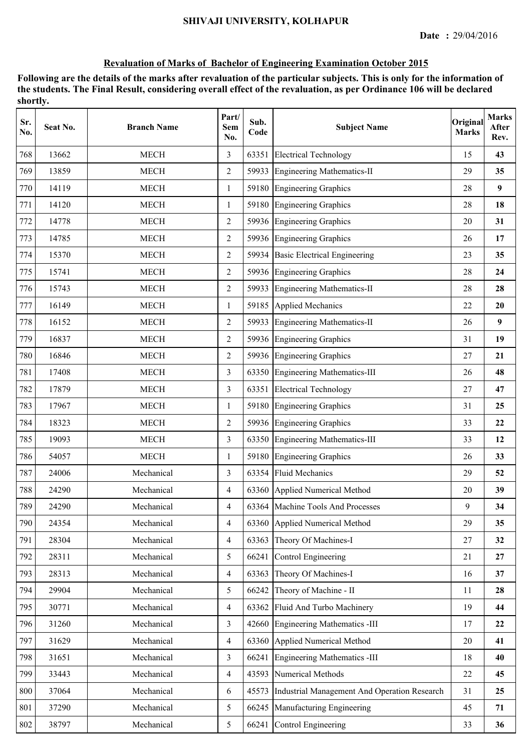SHIVAJI UNIVERSITY, KOLHAPUR

**Date :** 29/04/2016

**Revaluation of Marks of Bachelor of Engineering Examination October 2015**

**Following are the details of the marks after revaluation of the particular subjects. This is only for the information of the students. The Final Result, considering overall effect of the revaluation, as per Ordinance 106 will be declared shortly.**

| Sr. No. | Seat No. | Branch Name | Part/ Sem No. | Sub. Code | Subject Name | Original Marks | Marks After Rev. |
|---|---|---|---|---|---|---|---|
| 768 | 13662 | MECH | 3 | 63351 | Electrical Technology | 15 | **43** |
| 769 | 13859 | MECH | 2 | 59933 | Engineering Mathematics-II | 29 | **35** |
| 770 | 14119 | MECH | 1 | 59180 | Engineering Graphics | 28 | **9** |
| 771 | 14120 | MECH | 1 | 59180 | Engineering Graphics | 28 | **18** |
| 772 | 14778 | MECH | 2 | 59936 | Engineering Graphics | 20 | **31** |
| 773 | 14785 | MECH | 2 | 59936 | Engineering Graphics | 26 | **17** |
| 774 | 15370 | MECH | 2 | 59934 | Basic Electrical Engineering | 23 | **35** |
| 775 | 15741 | MECH | 2 | 59936 | Engineering Graphics | 28 | **24** |
| 776 | 15743 | MECH | 2 | 59933 | Engineering Mathematics-II | 28 | **28** |
| 777 | 16149 | MECH | 1 | 59185 | Applied Mechanics | 22 | **20** |
| 778 | 16152 | MECH | 2 | 59933 | Engineering Mathematics-II | 26 | **9** |
| 779 | 16837 | MECH | 2 | 59936 | Engineering Graphics | 31 | **19** |
| 780 | 16846 | MECH | 2 | 59936 | Engineering Graphics | 27 | **21** |
| 781 | 17408 | MECH | 3 | 63350 | Engineering Mathematics-III | 26 | **48** |
| 782 | 17879 | MECH | 3 | 63351 | Electrical Technology | 27 | **47** |
| 783 | 17967 | MECH | 1 | 59180 | Engineering Graphics | 31 | **25** |
| 784 | 18323 | MECH | 2 | 59936 | Engineering Graphics | 33 | **22** |
| 785 | 19093 | MECH | 3 | 63350 | Engineering Mathematics-III | 33 | **12** |
| 786 | 54057 | MECH | 1 | 59180 | Engineering Graphics | 26 | **33** |
| 787 | 24006 | Mechanical | 3 | 63354 | Fluid Mechanics | 29 | **52** |
| 788 | 24290 | Mechanical | 4 | 63360 | Applied Numerical Method | 20 | **39** |
| 789 | 24290 | Mechanical | 4 | 63364 | Machine Tools And Processes | 9 | **34** |
| 790 | 24354 | Mechanical | 4 | 63360 | Applied Numerical Method | 29 | **35** |
| 791 | 28304 | Mechanical | 4 | 63363 | Theory Of Machines-I | 27 | **32** |
| 792 | 28311 | Mechanical | 5 | 66241 | Control Engineering | 21 | **27** |
| 793 | 28313 | Mechanical | 4 | 63363 | Theory Of Machines-I | 16 | **37** |
| 794 | 29904 | Mechanical | 5 | 66242 | Theory of Machine - II | 11 | **28** |
| 795 | 30771 | Mechanical | 4 | 63362 | Fluid And Turbo Machinery | 19 | **44** |
| 796 | 31260 | Mechanical | 3 | 42660 | Engineering Mathematics -III | 17 | **22** |
| 797 | 31629 | Mechanical | 4 | 63360 | Applied Numerical Method | 20 | **41** |
| 798 | 31651 | Mechanical | 3 | 66241 | Engineering Mathematics -III | 18 | **40** |
| 799 | 33443 | Mechanical | 4 | 43593 | Numerical Methods | 22 | **45** |
| 800 | 37064 | Mechanical | 6 | 45573 | Industrial Management And Operation Research | 31 | **25** |
| 801 | 37290 | Mechanical | 5 | 66245 | Manufacturing Engineering | 45 | **71** |
| 802 | 38797 | Mechanical | 5 | 66241 | Control Engineering | 33 | **36** |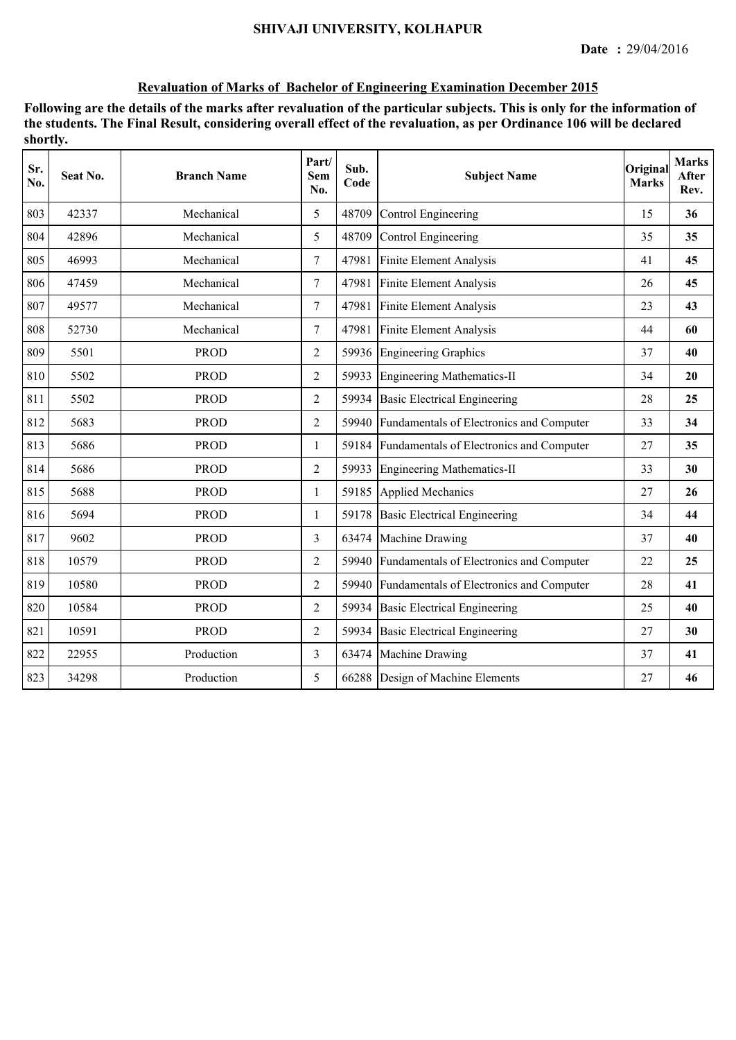SHIVAJI UNIVERSITY, KOLHAPUR

**Date :** 29/04/2016

## Revaluation of Marks of Bachelor of Engineering Examination December 2015

**Following are the details of the marks after revaluation of the particular subjects. This is only for the information of the students. The Final Result, considering overall effect of the revaluation, as per Ordinance 106 will be declared shortly.**

| Sr. No. | Seat No. | Branch Name | Part/ Sem No. | Sub. Code | Subject Name | Original Marks | Marks After Rev. |
|---|---|---|---|---|---|---|---|
| 803 | 42337 | Mechanical | 5 | 48709 | Control Engineering | 15 | **36** |
| 804 | 42896 | Mechanical | 5 | 48709 | Control Engineering | 35 | **35** |
| 805 | 46993 | Mechanical | 7 | 47981 | Finite Element Analysis | 41 | **45** |
| 806 | 47459 | Mechanical | 7 | 47981 | Finite Element Analysis | 26 | **45** |
| 807 | 49577 | Mechanical | 7 | 47981 | Finite Element Analysis | 23 | **43** |
| 808 | 52730 | Mechanical | 7 | 47981 | Finite Element Analysis | 44 | **60** |
| 809 | 5501 | PROD | 2 | 59936 | Engineering Graphics | 37 | **40** |
| 810 | 5502 | PROD | 2 | 59933 | Engineering Mathematics-II | 34 | **20** |
| 811 | 5502 | PROD | 2 | 59934 | Basic Electrical Engineering | 28 | **25** |
| 812 | 5683 | PROD | 2 | 59940 | Fundamentals of Electronics and Computer | 33 | **34** |
| 813 | 5686 | PROD | 1 | 59184 | Fundamentals of Electronics and Computer | 27 | **35** |
| 814 | 5686 | PROD | 2 | 59933 | Engineering Mathematics-II | 33 | **30** |
| 815 | 5688 | PROD | 1 | 59185 | Applied Mechanics | 27 | **26** |
| 816 | 5694 | PROD | 1 | 59178 | Basic Electrical Engineering | 34 | **44** |
| 817 | 9602 | PROD | 3 | 63474 | Machine Drawing | 37 | **40** |
| 818 | 10579 | PROD | 2 | 59940 | Fundamentals of Electronics and Computer | 22 | **25** |
| 819 | 10580 | PROD | 2 | 59940 | Fundamentals of Electronics and Computer | 28 | **41** |
| 820 | 10584 | PROD | 2 | 59934 | Basic Electrical Engineering | 25 | **40** |
| 821 | 10591 | PROD | 2 | 59934 | Basic Electrical Engineering | 27 | **30** |
| 822 | 22955 | Production | 3 | 63474 | Machine Drawing | 37 | **41** |
| 823 | 34298 | Production | 5 | 66288 | Design of Machine Elements | 27 | **46** |